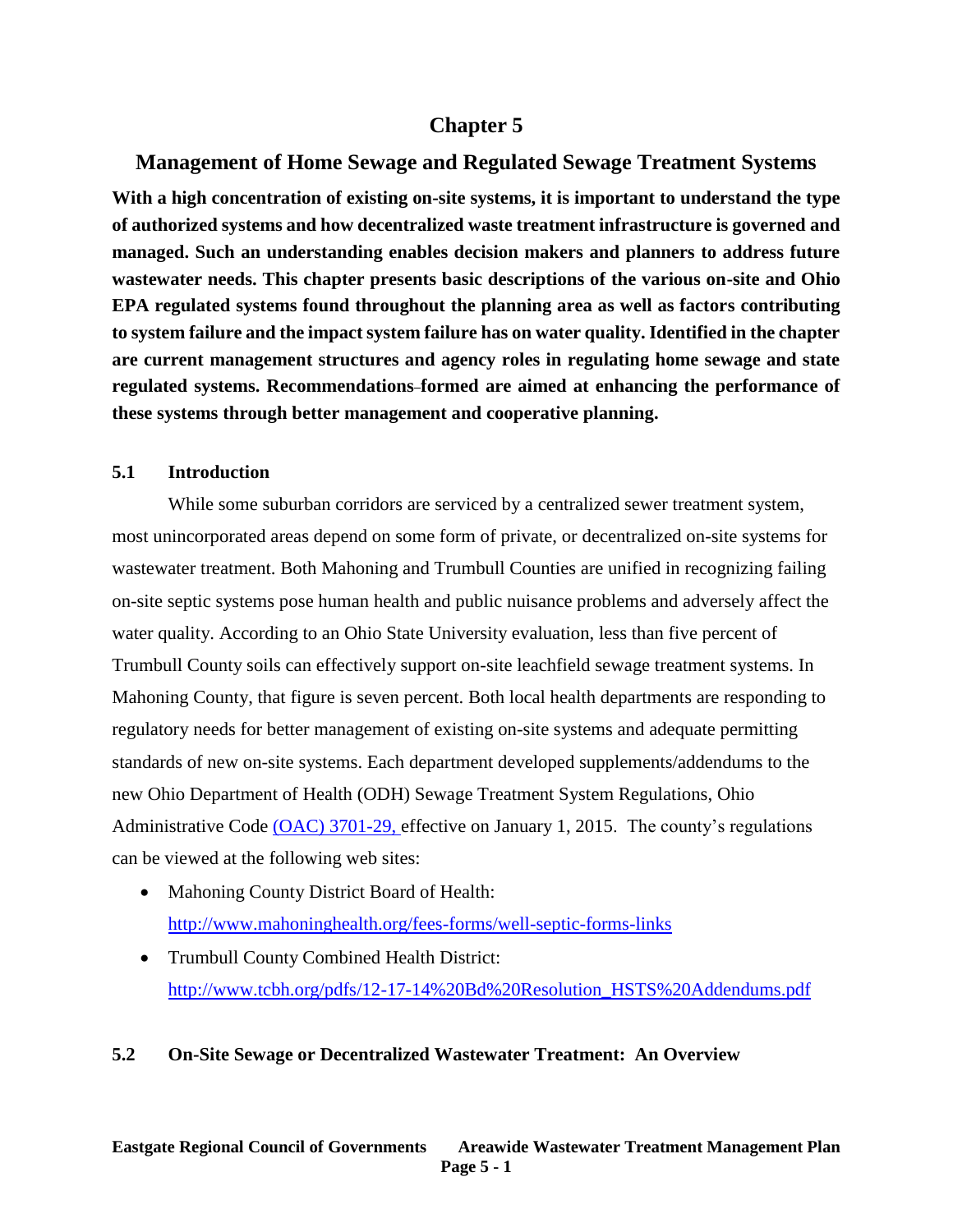# Chapter 5

## Management of Home Sewage and Regulated Sewage Treatment Systems

**With a high concentration of existing on-site systems, it is important to understand the type of authorized systems and how decentralized waste treatment infrastructure is governed and managed. Such an understanding enables decision makers and planners to address future wastewater needs. This chapter presents basic descriptions of the various on-site and Ohio EPA regulated systems found throughout the planning area as well as factors contributing to system failure and the impact system failure has on water quality. Identified in the chapter are current management structures and agency roles in regulating home sewage and state regulated systems. Recommendations formed are aimed at enhancing the performance of these systems through better management and cooperative planning.**

### 5.1 Introduction

While some suburban corridors are serviced by a centralized sewer treatment system, most unincorporated areas depend on some form of private, or decentralized on-site systems for wastewater treatment. Both Mahoning and Trumbull Counties are unified in recognizing failing on-site septic systems pose human health and public nuisance problems and adversely affect the water quality. According to an Ohio State University evaluation, less than five percent of Trumbull County soils can effectively support on-site leachfield sewage treatment systems. In Mahoning County, that figure is seven percent. Both local health departments are responding to regulatory needs for better management of existing on-site systems and adequate permitting standards of new on-site systems. Each department developed supplements/addendums to the new Ohio Department of Health (ODH) Sewage Treatment System Regulations, Ohio Administrative Code (OAC) 3701-29, effective on January 1, 2015. The county's regulations can be viewed at the following web sites:

- Mahoning County District Board of Health: http://www.mahoninghealth.org/fees-forms/well-septic-forms-links
- Trumbull County Combined Health District: http://www.tcbh.org/pdfs/12-17-14%20Bd%20Resolution_HSTS%20Addendums.pdf

### 5.2 On-Site Sewage or Decentralized Wastewater Treatment: An Overview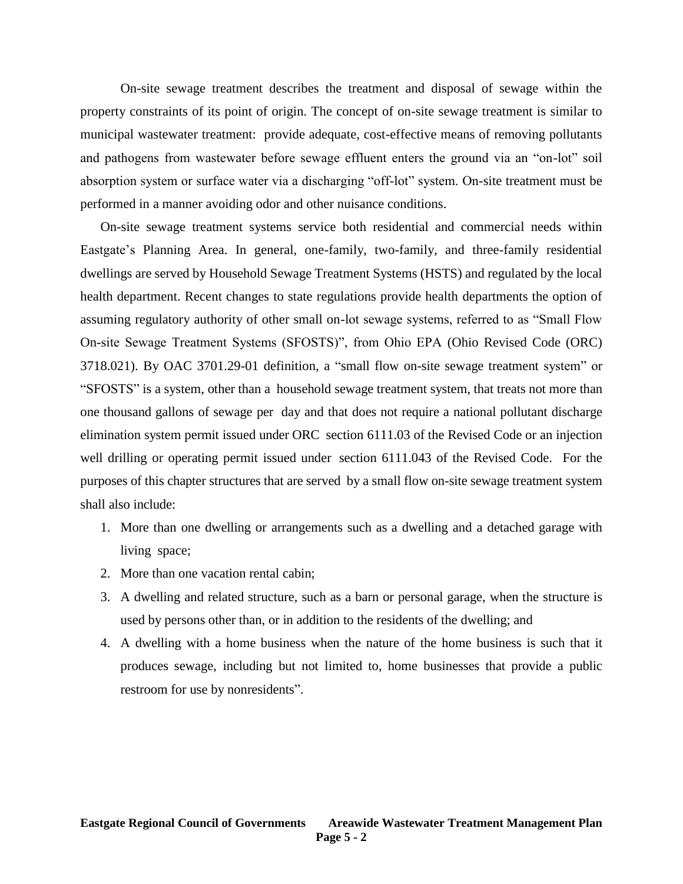On-site sewage treatment describes the treatment and disposal of sewage within the property constraints of its point of origin. The concept of on-site sewage treatment is similar to municipal wastewater treatment: provide adequate, cost-effective means of removing pollutants and pathogens from wastewater before sewage effluent enters the ground via an "on-lot" soil absorption system or surface water via a discharging "off-lot" system. On-site treatment must be performed in a manner avoiding odor and other nuisance conditions.

On-site sewage treatment systems service both residential and commercial needs within Eastgate's Planning Area. In general, one-family, two-family, and three-family residential dwellings are served by Household Sewage Treatment Systems (HSTS) and regulated by the local health department. Recent changes to state regulations provide health departments the option of assuming regulatory authority of other small on-lot sewage systems, referred to as "Small Flow On-site Sewage Treatment Systems (SFOSTS)", from Ohio EPA (Ohio Revised Code (ORC) 3718.021). By OAC 3701.29-01 definition, a "small flow on-site sewage treatment system" or "SFOSTS" is a system, other than a household sewage treatment system, that treats not more than one thousand gallons of sewage per day and that does not require a national pollutant discharge elimination system permit issued under ORC section 6111.03 of the Revised Code or an injection well drilling or operating permit issued under section 6111.043 of the Revised Code. For the purposes of this chapter structures that are served by a small flow on-site sewage treatment system shall also include:

1. More than one dwelling or arrangements such as a dwelling and a detached garage with living space;
2. More than one vacation rental cabin;
3. A dwelling and related structure, such as a barn or personal garage, when the structure is used by persons other than, or in addition to the residents of the dwelling; and
4. A dwelling with a home business when the nature of the home business is such that it produces sewage, including but not limited to, home businesses that provide a public restroom for use by nonresidents".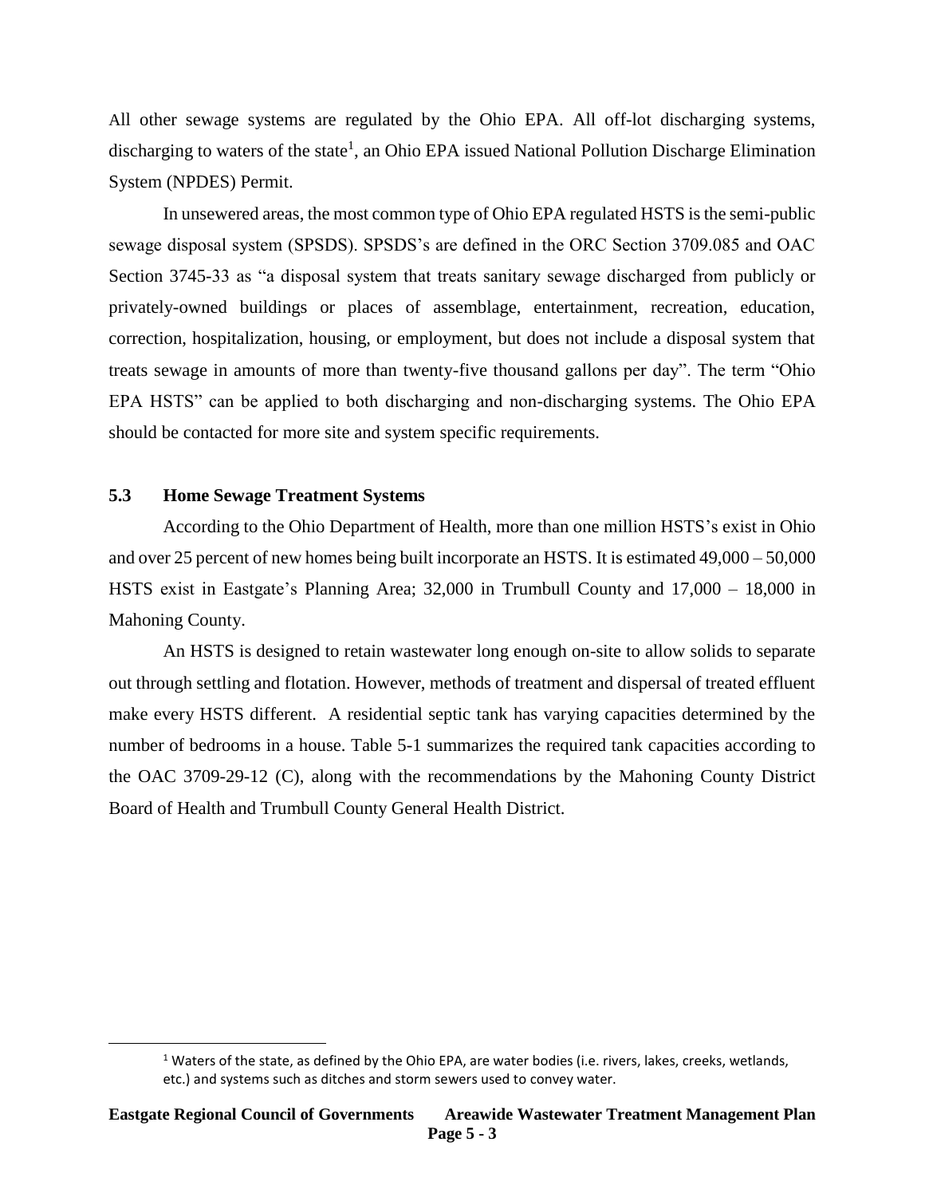All other sewage systems are regulated by the Ohio EPA. All off-lot discharging systems, discharging to waters of the state[1], an Ohio EPA issued National Pollution Discharge Elimination System (NPDES) Permit.

In unsewered areas, the most common type of Ohio EPA regulated HSTS is the semi-public sewage disposal system (SPSDS). SPSDS's are defined in the ORC Section 3709.085 and OAC Section 3745-33 as "a disposal system that treats sanitary sewage discharged from publicly or privately-owned buildings or places of assemblage, entertainment, recreation, education, correction, hospitalization, housing, or employment, but does not include a disposal system that treats sewage in amounts of more than twenty-five thousand gallons per day". The term "Ohio EPA HSTS" can be applied to both discharging and non-discharging systems. The Ohio EPA should be contacted for more site and system specific requirements.

### 5.3 Home Sewage Treatment Systems

According to the Ohio Department of Health, more than one million HSTS's exist in Ohio and over 25 percent of new homes being built incorporate an HSTS. It is estimated 49,000 – 50,000 HSTS exist in Eastgate's Planning Area; 32,000 in Trumbull County and 17,000 – 18,000 in Mahoning County.

An HSTS is designed to retain wastewater long enough on-site to allow solids to separate out through settling and flotation. However, methods of treatment and dispersal of treated effluent make every HSTS different. A residential septic tank has varying capacities determined by the number of bedrooms in a house. Table 5-1 summarizes the required tank capacities according to the OAC 3709-29-12 (C), along with the recommendations by the Mahoning County District Board of Health and Trumbull County General Health District.

[1] Waters of the state, as defined by the Ohio EPA, are water bodies (i.e. rivers, lakes, creeks, wetlands, etc.) and systems such as ditches and storm sewers used to convey water.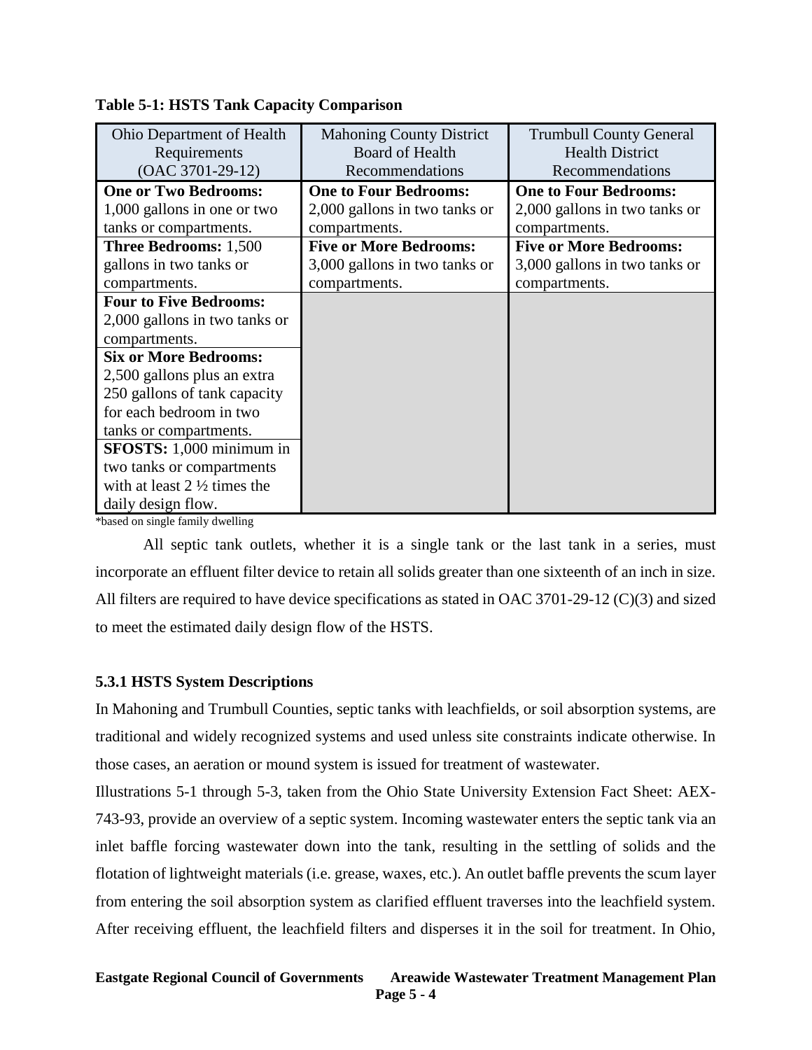**Table 5-1: HSTS Tank Capacity Comparison**

| Ohio Department of Health Requirements (OAC 3701-29-12) | Mahoning County District Board of Health Recommendations | Trumbull County General Health District Recommendations |
|---|---|---|
| **One or Two Bedrooms:** 1,000 gallons in one or two tanks or compartments. | **One to Four Bedrooms:** 2,000 gallons in two tanks or compartments. | **One to Four Bedrooms:** 2,000 gallons in two tanks or compartments. |
| **Three Bedrooms:** 1,500 gallons in two tanks or compartments. | **Five or More Bedrooms:** 3,000 gallons in two tanks or compartments. | **Five or More Bedrooms:** 3,000 gallons in two tanks or compartments. |
| **Four to Five Bedrooms:** 2,000 gallons in two tanks or compartments. | | |
| **Six or More Bedrooms:** 2,500 gallons plus an extra 250 gallons of tank capacity for each bedroom in two tanks or compartments. | | |
| **SFOSTS:** 1,000 minimum in two tanks or compartments with at least 2 ½ times the daily design flow. | | |

*based on single family dwelling

All septic tank outlets, whether it is a single tank or the last tank in a series, must incorporate an effluent filter device to retain all solids greater than one sixteenth of an inch in size. All filters are required to have device specifications as stated in OAC 3701-29-12 (C)(3) and sized to meet the estimated daily design flow of the HSTS.

### 5.3.1 HSTS System Descriptions

In Mahoning and Trumbull Counties, septic tanks with leachfields, or soil absorption systems, are traditional and widely recognized systems and used unless site constraints indicate otherwise. In those cases, an aeration or mound system is issued for treatment of wastewater.

Illustrations 5-1 through 5-3, taken from the Ohio State University Extension Fact Sheet: AEX-743-93, provide an overview of a septic system. Incoming wastewater enters the septic tank via an inlet baffle forcing wastewater down into the tank, resulting in the settling of solids and the flotation of lightweight materials (i.e. grease, waxes, etc.). An outlet baffle prevents the scum layer from entering the soil absorption system as clarified effluent traverses into the leachfield system. After receiving effluent, the leachfield filters and disperses it in the soil for treatment. In Ohio,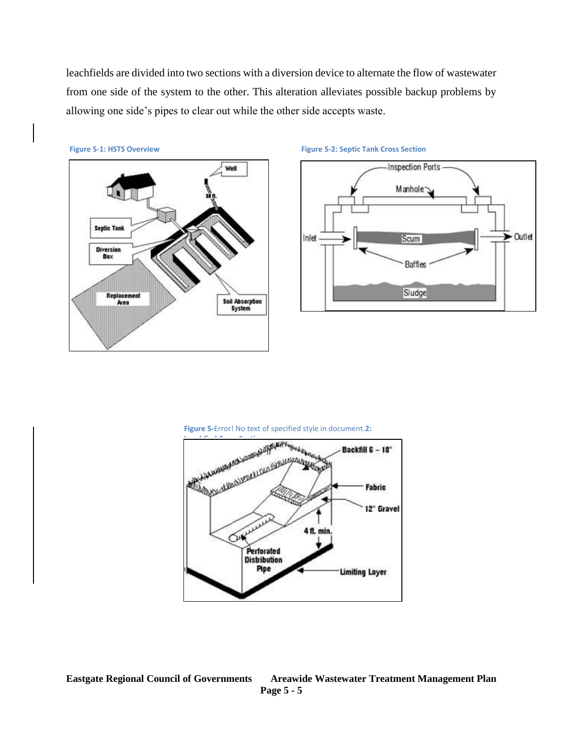leachfields are divided into two sections with a diversion device to alternate the flow of wastewater from one side of the system to the other. This alteration alleviates possible backup problems by allowing one side's pipes to clear out while the other side accepts waste.

Figure 5-1: HSTS Overview

Figure 5-2: Septic Tank Cross Section

Figure 5-Error! No text of specified style in document.2: Leachfield Cross Section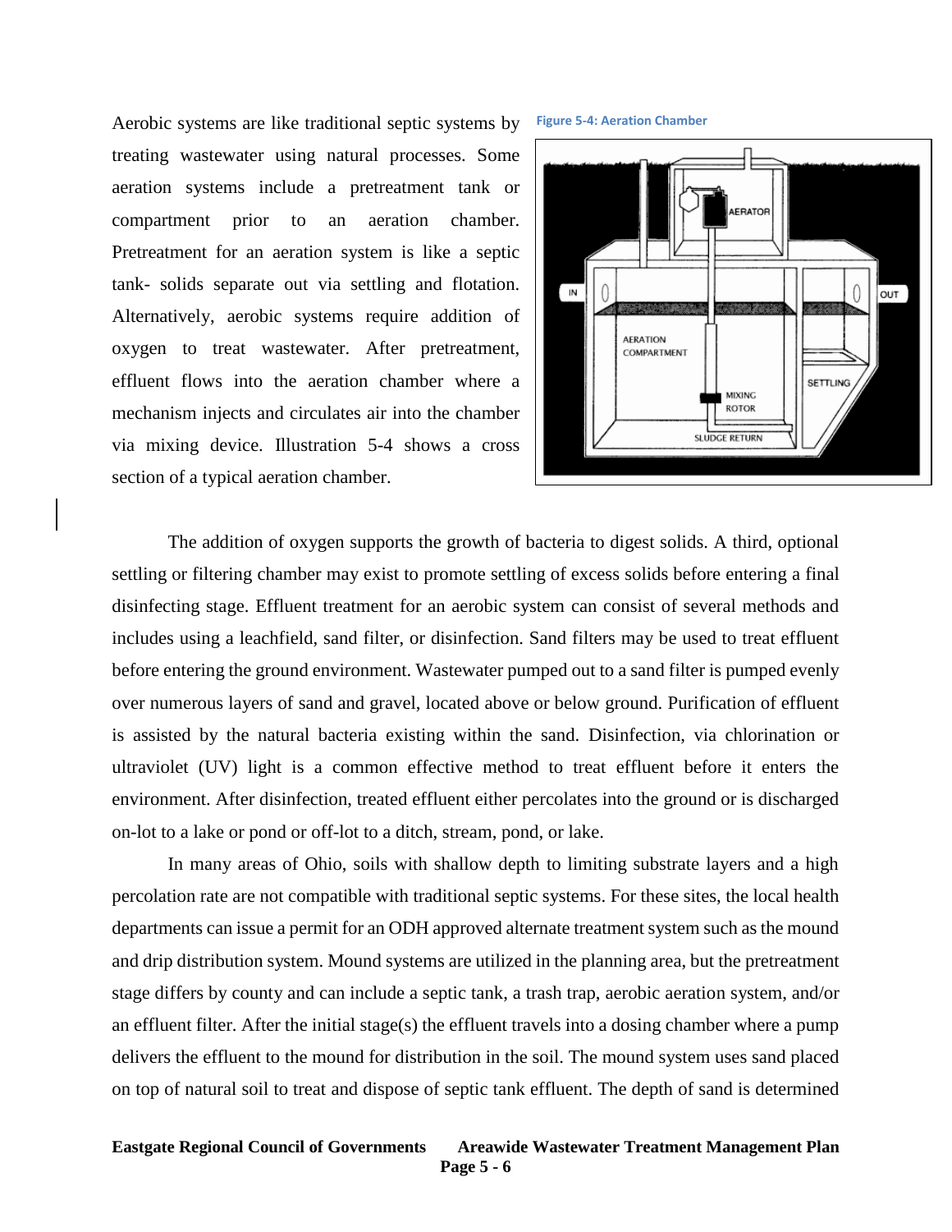Aerobic systems are like traditional septic systems by treating wastewater using natural processes. Some aeration systems include a pretreatment tank or compartment prior to an aeration chamber. Pretreatment for an aeration system is like a septic tank- solids separate out via settling and flotation. Alternatively, aerobic systems require addition of oxygen to treat wastewater. After pretreatment, effluent flows into the aeration chamber where a mechanism injects and circulates air into the chamber via mixing device. Illustration 5-4 shows a cross section of a typical aeration chamber.

**Figure 5-4: Aeration Chamber**

The addition of oxygen supports the growth of bacteria to digest solids. A third, optional settling or filtering chamber may exist to promote settling of excess solids before entering a final disinfecting stage. Effluent treatment for an aerobic system can consist of several methods and includes using a leachfield, sand filter, or disinfection. Sand filters may be used to treat effluent before entering the ground environment. Wastewater pumped out to a sand filter is pumped evenly over numerous layers of sand and gravel, located above or below ground. Purification of effluent is assisted by the natural bacteria existing within the sand. Disinfection, via chlorination or ultraviolet (UV) light is a common effective method to treat effluent before it enters the environment. After disinfection, treated effluent either percolates into the ground or is discharged on-lot to a lake or pond or off-lot to a ditch, stream, pond, or lake.

In many areas of Ohio, soils with shallow depth to limiting substrate layers and a high percolation rate are not compatible with traditional septic systems. For these sites, the local health departments can issue a permit for an ODH approved alternate treatment system such as the mound and drip distribution system. Mound systems are utilized in the planning area, but the pretreatment stage differs by county and can include a septic tank, a trash trap, aerobic aeration system, and/or an effluent filter. After the initial stage(s) the effluent travels into a dosing chamber where a pump delivers the effluent to the mound for distribution in the soil. The mound system uses sand placed on top of natural soil to treat and dispose of septic tank effluent. The depth of sand is determined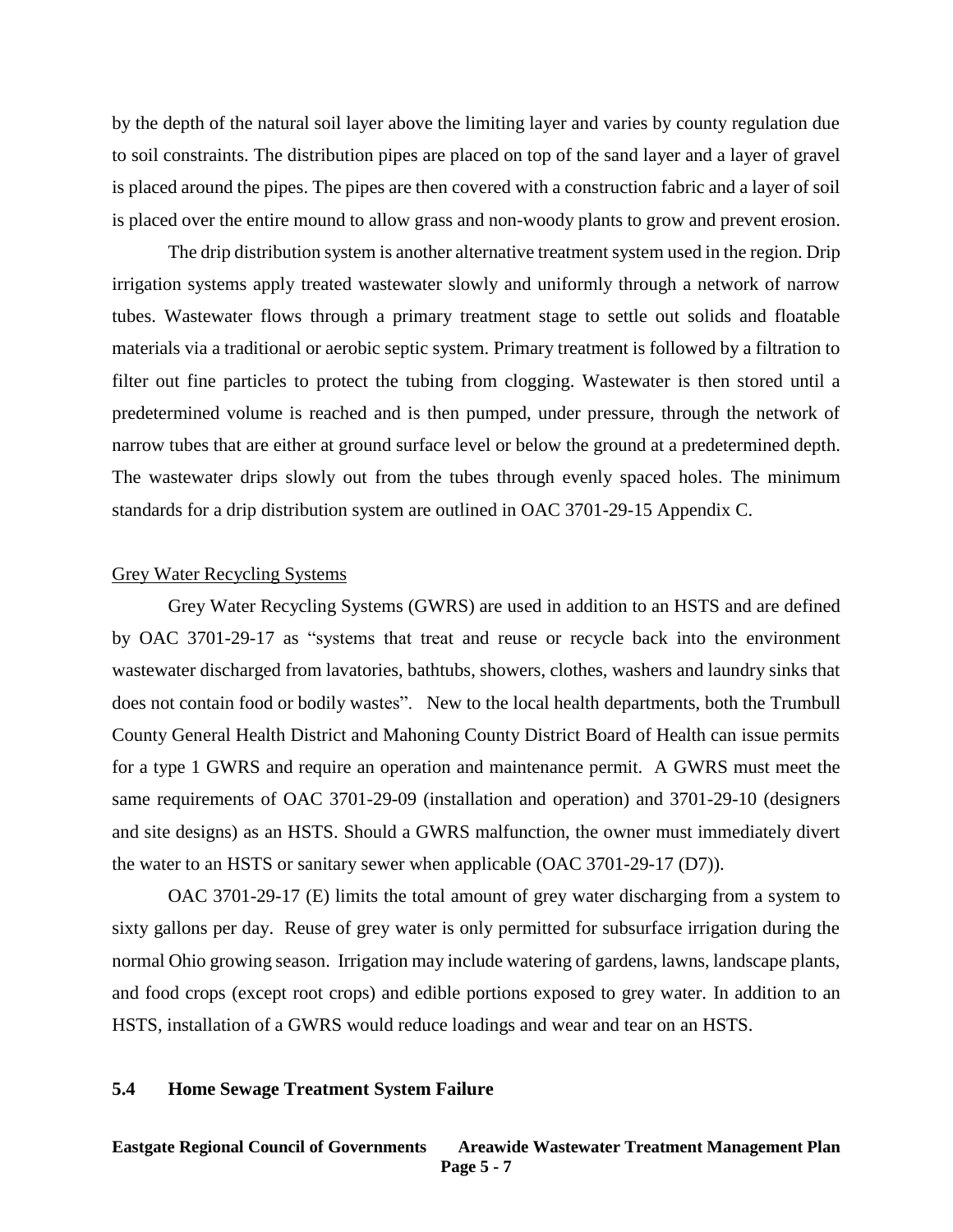by the depth of the natural soil layer above the limiting layer and varies by county regulation due to soil constraints. The distribution pipes are placed on top of the sand layer and a layer of gravel is placed around the pipes. The pipes are then covered with a construction fabric and a layer of soil is placed over the entire mound to allow grass and non-woody plants to grow and prevent erosion.

The drip distribution system is another alternative treatment system used in the region. Drip irrigation systems apply treated wastewater slowly and uniformly through a network of narrow tubes. Wastewater flows through a primary treatment stage to settle out solids and floatable materials via a traditional or aerobic septic system. Primary treatment is followed by a filtration to filter out fine particles to protect the tubing from clogging. Wastewater is then stored until a predetermined volume is reached and is then pumped, under pressure, through the network of narrow tubes that are either at ground surface level or below the ground at a predetermined depth. The wastewater drips slowly out from the tubes through evenly spaced holes. The minimum standards for a drip distribution system are outlined in OAC 3701-29-15 Appendix C.

<u>Grey Water Recycling Systems</u>

Grey Water Recycling Systems (GWRS) are used in addition to an HSTS and are defined by OAC 3701-29-17 as "systems that treat and reuse or recycle back into the environment wastewater discharged from lavatories, bathtubs, showers, clothes, washers and laundry sinks that does not contain food or bodily wastes". New to the local health departments, both the Trumbull County General Health District and Mahoning County District Board of Health can issue permits for a type 1 GWRS and require an operation and maintenance permit. A GWRS must meet the same requirements of OAC 3701-29-09 (installation and operation) and 3701-29-10 (designers and site designs) as an HSTS. Should a GWRS malfunction, the owner must immediately divert the water to an HSTS or sanitary sewer when applicable (OAC 3701-29-17 (D7)).

OAC 3701-29-17 (E) limits the total amount of grey water discharging from a system to sixty gallons per day. Reuse of grey water is only permitted for subsurface irrigation during the normal Ohio growing season. Irrigation may include watering of gardens, lawns, landscape plants, and food crops (except root crops) and edible portions exposed to grey water. In addition to an HSTS, installation of a GWRS would reduce loadings and wear and tear on an HSTS.

### 5.4 Home Sewage Treatment System Failure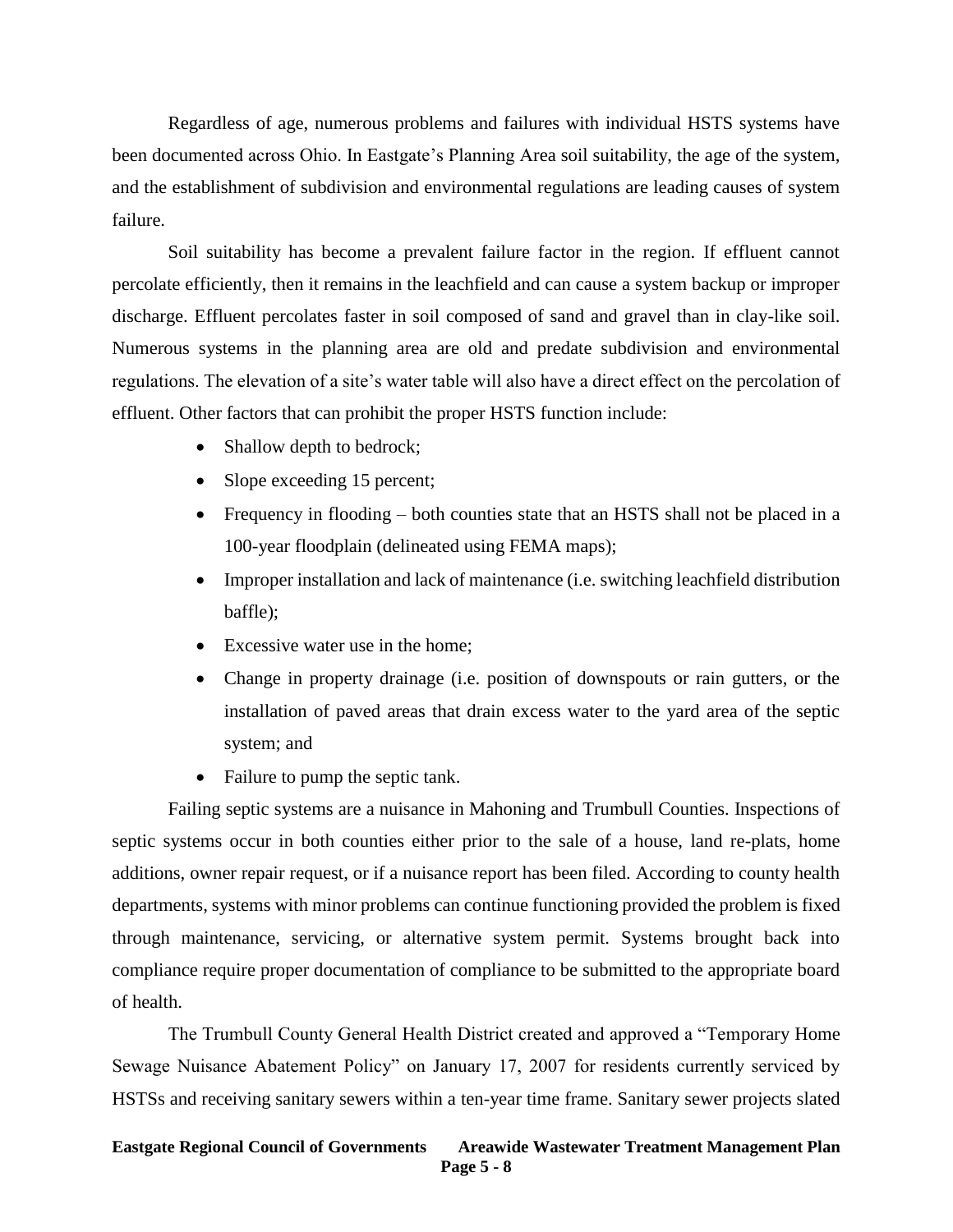Regardless of age, numerous problems and failures with individual HSTS systems have been documented across Ohio. In Eastgate's Planning Area soil suitability, the age of the system, and the establishment of subdivision and environmental regulations are leading causes of system failure.

Soil suitability has become a prevalent failure factor in the region. If effluent cannot percolate efficiently, then it remains in the leachfield and can cause a system backup or improper discharge. Effluent percolates faster in soil composed of sand and gravel than in clay-like soil. Numerous systems in the planning area are old and predate subdivision and environmental regulations. The elevation of a site's water table will also have a direct effect on the percolation of effluent. Other factors that can prohibit the proper HSTS function include:

- Shallow depth to bedrock;
- Slope exceeding 15 percent;
- Frequency in flooding – both counties state that an HSTS shall not be placed in a 100-year floodplain (delineated using FEMA maps);
- Improper installation and lack of maintenance (i.e. switching leachfield distribution baffle);
- Excessive water use in the home;
- Change in property drainage (i.e. position of downspouts or rain gutters, or the installation of paved areas that drain excess water to the yard area of the septic system; and
- Failure to pump the septic tank.

Failing septic systems are a nuisance in Mahoning and Trumbull Counties. Inspections of septic systems occur in both counties either prior to the sale of a house, land re-plats, home additions, owner repair request, or if a nuisance report has been filed. According to county health departments, systems with minor problems can continue functioning provided the problem is fixed through maintenance, servicing, or alternative system permit. Systems brought back into compliance require proper documentation of compliance to be submitted to the appropriate board of health.

The Trumbull County General Health District created and approved a "Temporary Home Sewage Nuisance Abatement Policy" on January 17, 2007 for residents currently serviced by HSTSs and receiving sanitary sewers within a ten-year time frame. Sanitary sewer projects slated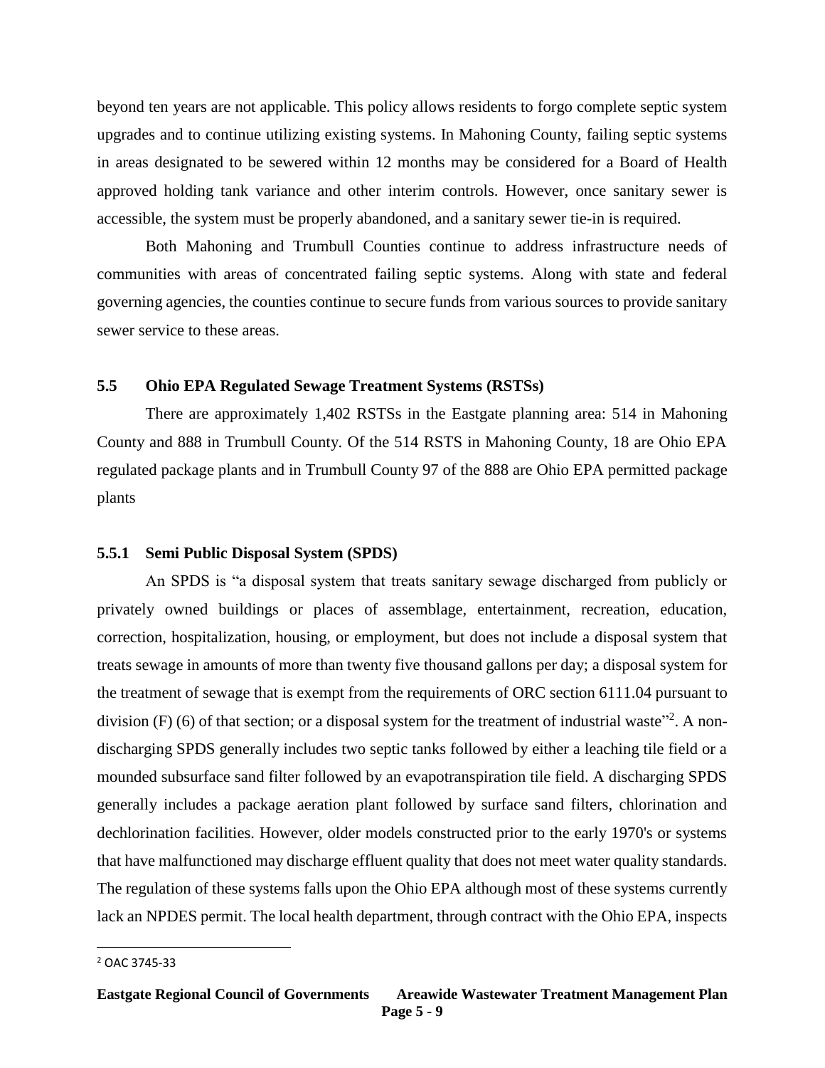beyond ten years are not applicable. This policy allows residents to forgo complete septic system upgrades and to continue utilizing existing systems. In Mahoning County, failing septic systems in areas designated to be sewered within 12 months may be considered for a Board of Health approved holding tank variance and other interim controls. However, once sanitary sewer is accessible, the system must be properly abandoned, and a sanitary sewer tie-in is required.

Both Mahoning and Trumbull Counties continue to address infrastructure needs of communities with areas of concentrated failing septic systems. Along with state and federal governing agencies, the counties continue to secure funds from various sources to provide sanitary sewer service to these areas.

## 5.5 Ohio EPA Regulated Sewage Treatment Systems (RSTSs)

There are approximately 1,402 RSTSs in the Eastgate planning area: 514 in Mahoning County and 888 in Trumbull County. Of the 514 RSTS in Mahoning County, 18 are Ohio EPA regulated package plants and in Trumbull County 97 of the 888 are Ohio EPA permitted package plants

### 5.5.1 Semi Public Disposal System (SPDS)

An SPDS is "a disposal system that treats sanitary sewage discharged from publicly or privately owned buildings or places of assemblage, entertainment, recreation, education, correction, hospitalization, housing, or employment, but does not include a disposal system that treats sewage in amounts of more than twenty five thousand gallons per day; a disposal system for the treatment of sewage that is exempt from the requirements of ORC section 6111.04 pursuant to division (F) (6) of that section; or a disposal system for the treatment of industrial waste"[2]. A non-discharging SPDS generally includes two septic tanks followed by either a leaching tile field or a mounded subsurface sand filter followed by an evapotranspiration tile field. A discharging SPDS generally includes a package aeration plant followed by surface sand filters, chlorination and dechlorination facilities. However, older models constructed prior to the early 1970's or systems that have malfunctioned may discharge effluent quality that does not meet water quality standards. The regulation of these systems falls upon the Ohio EPA although most of these systems currently lack an NPDES permit. The local health department, through contract with the Ohio EPA, inspects

---

[2] OAC 3745-33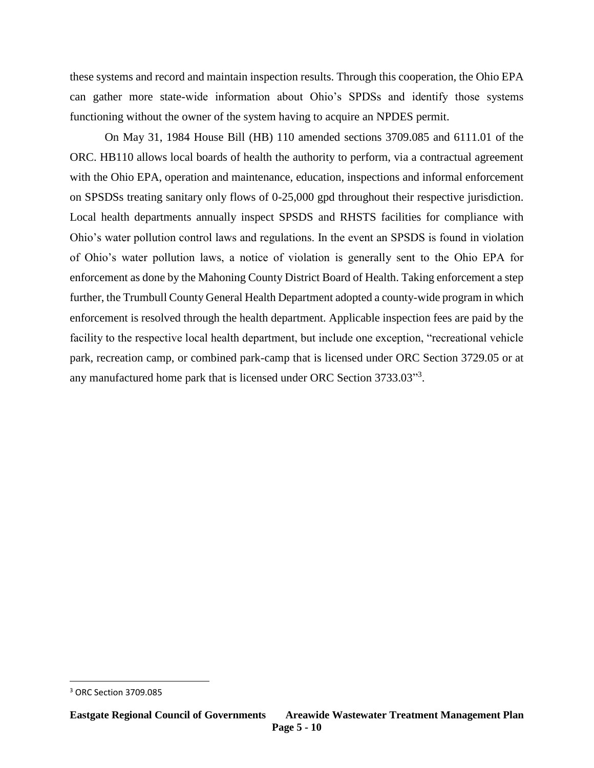these systems and record and maintain inspection results. Through this cooperation, the Ohio EPA can gather more state-wide information about Ohio's SPDSs and identify those systems functioning without the owner of the system having to acquire an NPDES permit.

On May 31, 1984 House Bill (HB) 110 amended sections 3709.085 and 6111.01 of the ORC. HB110 allows local boards of health the authority to perform, via a contractual agreement with the Ohio EPA, operation and maintenance, education, inspections and informal enforcement on SPSDSs treating sanitary only flows of 0-25,000 gpd throughout their respective jurisdiction. Local health departments annually inspect SPSDS and RHSTS facilities for compliance with Ohio's water pollution control laws and regulations. In the event an SPSDS is found in violation of Ohio's water pollution laws, a notice of violation is generally sent to the Ohio EPA for enforcement as done by the Mahoning County District Board of Health. Taking enforcement a step further, the Trumbull County General Health Department adopted a county-wide program in which enforcement is resolved through the health department. Applicable inspection fees are paid by the facility to the respective local health department, but include one exception, "recreational vehicle park, recreation camp, or combined park-camp that is licensed under ORC Section 3729.05 or at any manufactured home park that is licensed under ORC Section 3733.03"[3].

[3] ORC Section 3709.085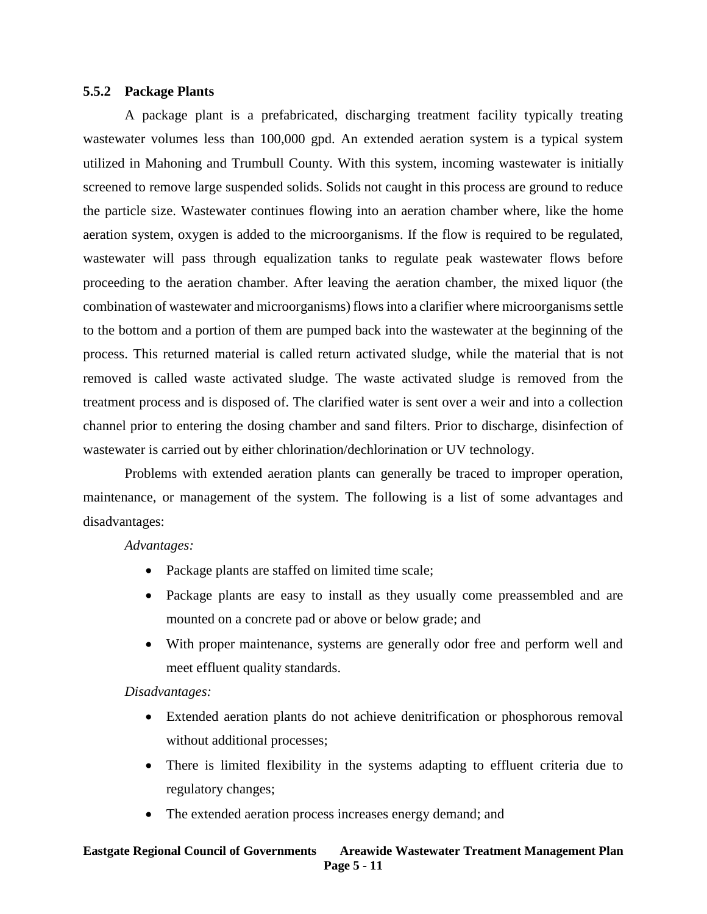### 5.5.2 Package Plants

A package plant is a prefabricated, discharging treatment facility typically treating wastewater volumes less than 100,000 gpd. An extended aeration system is a typical system utilized in Mahoning and Trumbull County. With this system, incoming wastewater is initially screened to remove large suspended solids. Solids not caught in this process are ground to reduce the particle size. Wastewater continues flowing into an aeration chamber where, like the home aeration system, oxygen is added to the microorganisms. If the flow is required to be regulated, wastewater will pass through equalization tanks to regulate peak wastewater flows before proceeding to the aeration chamber. After leaving the aeration chamber, the mixed liquor (the combination of wastewater and microorganisms) flows into a clarifier where microorganisms settle to the bottom and a portion of them are pumped back into the wastewater at the beginning of the process. This returned material is called return activated sludge, while the material that is not removed is called waste activated sludge. The waste activated sludge is removed from the treatment process and is disposed of. The clarified water is sent over a weir and into a collection channel prior to entering the dosing chamber and sand filters. Prior to discharge, disinfection of wastewater is carried out by either chlorination/dechlorination or UV technology.

Problems with extended aeration plants can generally be traced to improper operation, maintenance, or management of the system. The following is a list of some advantages and disadvantages:

*Advantages:*

- Package plants are staffed on limited time scale;
- Package plants are easy to install as they usually come preassembled and are mounted on a concrete pad or above or below grade; and
- With proper maintenance, systems are generally odor free and perform well and meet effluent quality standards.

*Disadvantages:*

- Extended aeration plants do not achieve denitrification or phosphorous removal without additional processes;
- There is limited flexibility in the systems adapting to effluent criteria due to regulatory changes;
- The extended aeration process increases energy demand; and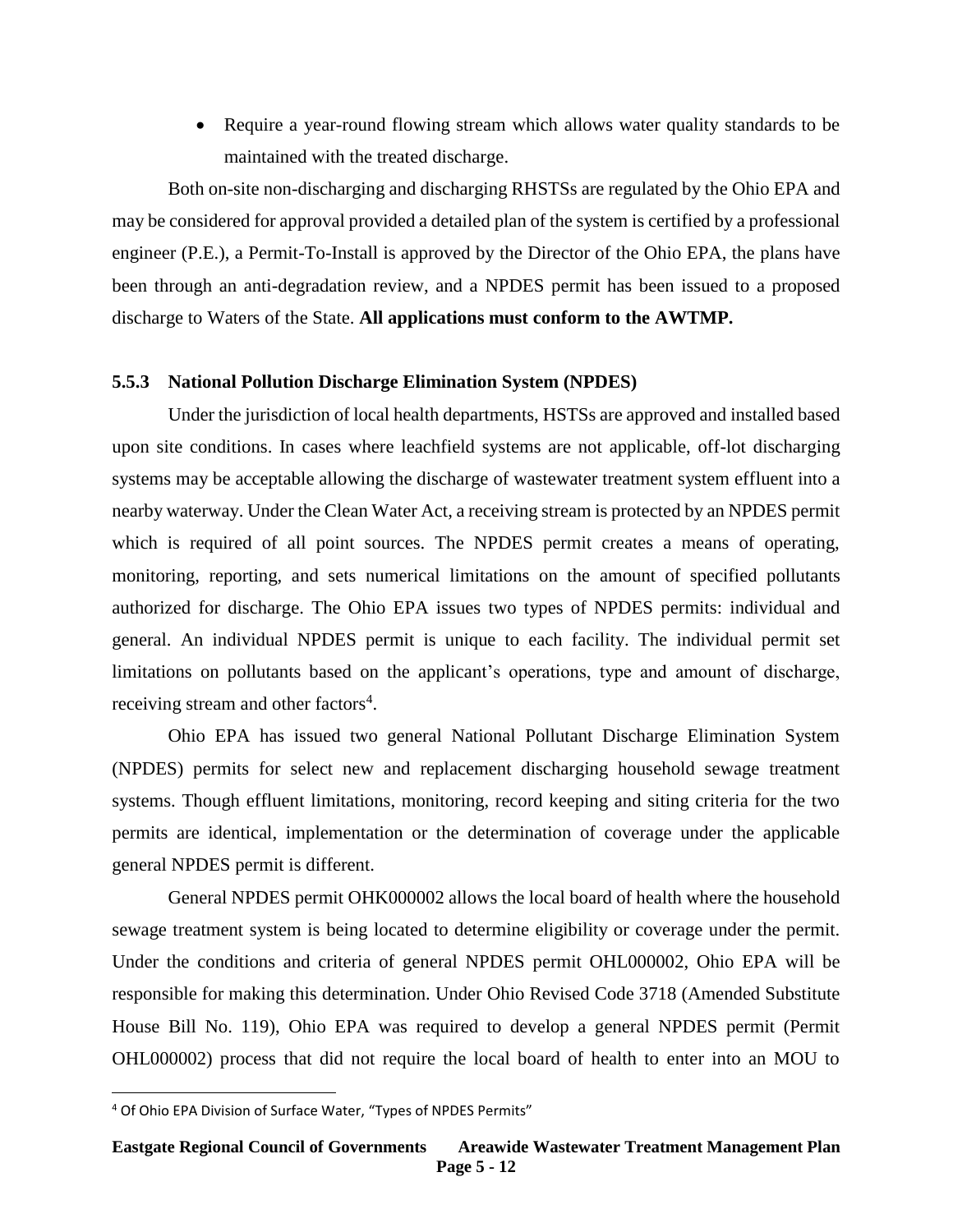- Require a year-round flowing stream which allows water quality standards to be maintained with the treated discharge.

Both on-site non-discharging and discharging RHSTSs are regulated by the Ohio EPA and may be considered for approval provided a detailed plan of the system is certified by a professional engineer (P.E.), a Permit-To-Install is approved by the Director of the Ohio EPA, the plans have been through an anti-degradation review, and a NPDES permit has been issued to a proposed discharge to Waters of the State. **All applications must conform to the AWTMP.**

### 5.5.3 National Pollution Discharge Elimination System (NPDES)

Under the jurisdiction of local health departments, HSTSs are approved and installed based upon site conditions. In cases where leachfield systems are not applicable, off-lot discharging systems may be acceptable allowing the discharge of wastewater treatment system effluent into a nearby waterway. Under the Clean Water Act, a receiving stream is protected by an NPDES permit which is required of all point sources. The NPDES permit creates a means of operating, monitoring, reporting, and sets numerical limitations on the amount of specified pollutants authorized for discharge. The Ohio EPA issues two types of NPDES permits: individual and general. An individual NPDES permit is unique to each facility. The individual permit set limitations on pollutants based on the applicant's operations, type and amount of discharge, receiving stream and other factors[4].

Ohio EPA has issued two general National Pollutant Discharge Elimination System (NPDES) permits for select new and replacement discharging household sewage treatment systems. Though effluent limitations, monitoring, record keeping and siting criteria for the two permits are identical, implementation or the determination of coverage under the applicable general NPDES permit is different.

General NPDES permit OHK000002 allows the local board of health where the household sewage treatment system is being located to determine eligibility or coverage under the permit. Under the conditions and criteria of general NPDES permit OHL000002, Ohio EPA will be responsible for making this determination. Under Ohio Revised Code 3718 (Amended Substitute House Bill No. 119), Ohio EPA was required to develop a general NPDES permit (Permit OHL000002) process that did not require the local board of health to enter into an MOU to

[4] Of Ohio EPA Division of Surface Water, "Types of NPDES Permits"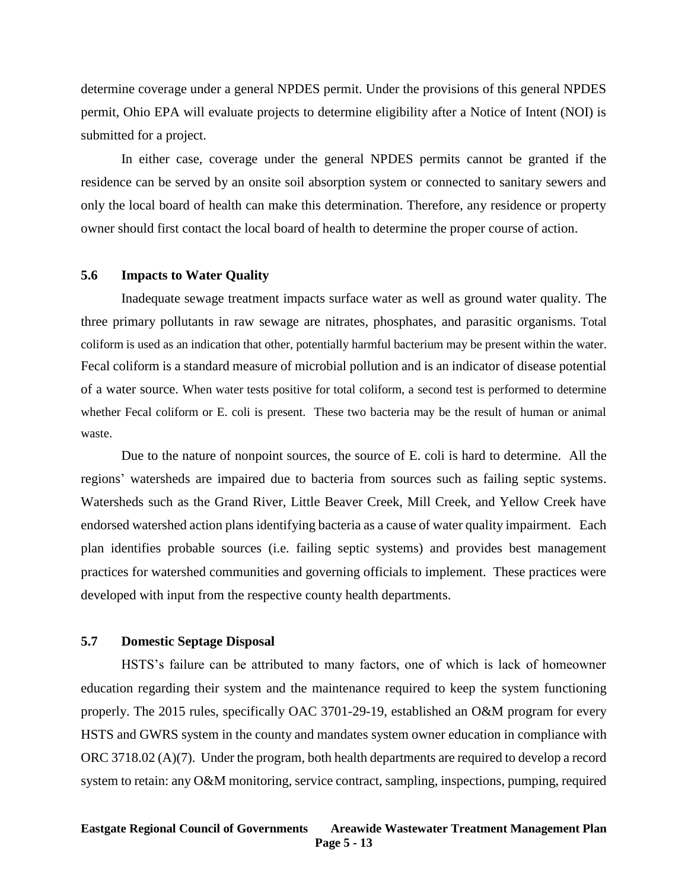determine coverage under a general NPDES permit. Under the provisions of this general NPDES permit, Ohio EPA will evaluate projects to determine eligibility after a Notice of Intent (NOI) is submitted for a project.

In either case, coverage under the general NPDES permits cannot be granted if the residence can be served by an onsite soil absorption system or connected to sanitary sewers and only the local board of health can make this determination. Therefore, any residence or property owner should first contact the local board of health to determine the proper course of action.

### 5.6 Impacts to Water Quality

Inadequate sewage treatment impacts surface water as well as ground water quality. The three primary pollutants in raw sewage are nitrates, phosphates, and parasitic organisms. Total coliform is used as an indication that other, potentially harmful bacterium may be present within the water. Fecal coliform is a standard measure of microbial pollution and is an indicator of disease potential of a water source. When water tests positive for total coliform, a second test is performed to determine whether Fecal coliform or E. coli is present. These two bacteria may be the result of human or animal waste.

Due to the nature of nonpoint sources, the source of E. coli is hard to determine. All the regions' watersheds are impaired due to bacteria from sources such as failing septic systems. Watersheds such as the Grand River, Little Beaver Creek, Mill Creek, and Yellow Creek have endorsed watershed action plans identifying bacteria as a cause of water quality impairment. Each plan identifies probable sources (i.e. failing septic systems) and provides best management practices for watershed communities and governing officials to implement. These practices were developed with input from the respective county health departments.

### 5.7 Domestic Septage Disposal

HSTS's failure can be attributed to many factors, one of which is lack of homeowner education regarding their system and the maintenance required to keep the system functioning properly. The 2015 rules, specifically OAC 3701-29-19, established an O&M program for every HSTS and GWRS system in the county and mandates system owner education in compliance with ORC 3718.02 (A)(7). Under the program, both health departments are required to develop a record system to retain: any O&M monitoring, service contract, sampling, inspections, pumping, required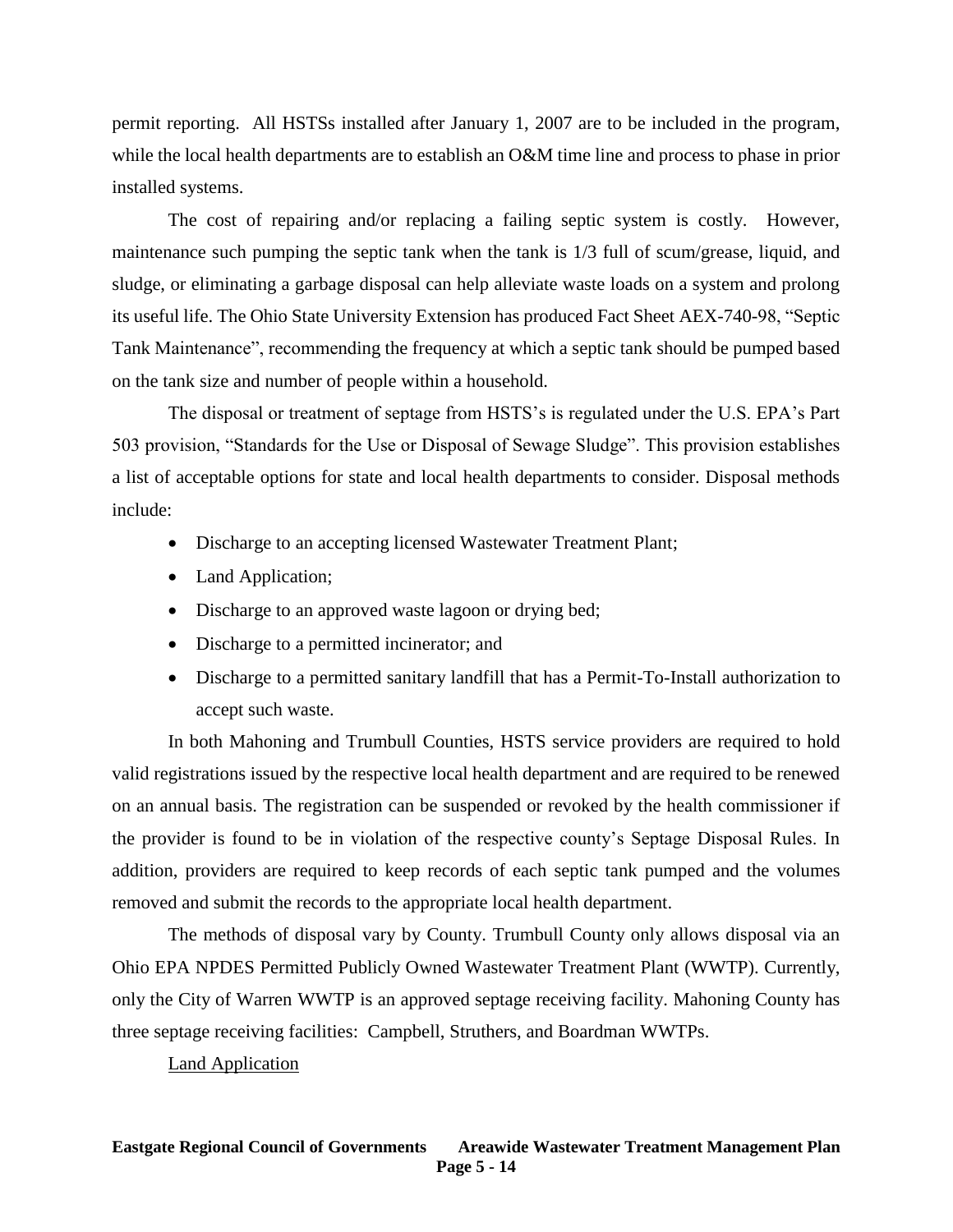permit reporting. All HSTSs installed after January 1, 2007 are to be included in the program, while the local health departments are to establish an O&M time line and process to phase in prior installed systems.

The cost of repairing and/or replacing a failing septic system is costly. However, maintenance such pumping the septic tank when the tank is 1/3 full of scum/grease, liquid, and sludge, or eliminating a garbage disposal can help alleviate waste loads on a system and prolong its useful life. The Ohio State University Extension has produced Fact Sheet AEX-740-98, "Septic Tank Maintenance", recommending the frequency at which a septic tank should be pumped based on the tank size and number of people within a household.

The disposal or treatment of septage from HSTS's is regulated under the U.S. EPA's Part 503 provision, "Standards for the Use or Disposal of Sewage Sludge". This provision establishes a list of acceptable options for state and local health departments to consider. Disposal methods include:

- Discharge to an accepting licensed Wastewater Treatment Plant;
- Land Application;
- Discharge to an approved waste lagoon or drying bed;
- Discharge to a permitted incinerator; and
- Discharge to a permitted sanitary landfill that has a Permit-To-Install authorization to accept such waste.

In both Mahoning and Trumbull Counties, HSTS service providers are required to hold valid registrations issued by the respective local health department and are required to be renewed on an annual basis. The registration can be suspended or revoked by the health commissioner if the provider is found to be in violation of the respective county's Septage Disposal Rules. In addition, providers are required to keep records of each septic tank pumped and the volumes removed and submit the records to the appropriate local health department.

The methods of disposal vary by County. Trumbull County only allows disposal via an Ohio EPA NPDES Permitted Publicly Owned Wastewater Treatment Plant (WWTP). Currently, only the City of Warren WWTP is an approved septage receiving facility. Mahoning County has three septage receiving facilities: Campbell, Struthers, and Boardman WWTPs.

Land Application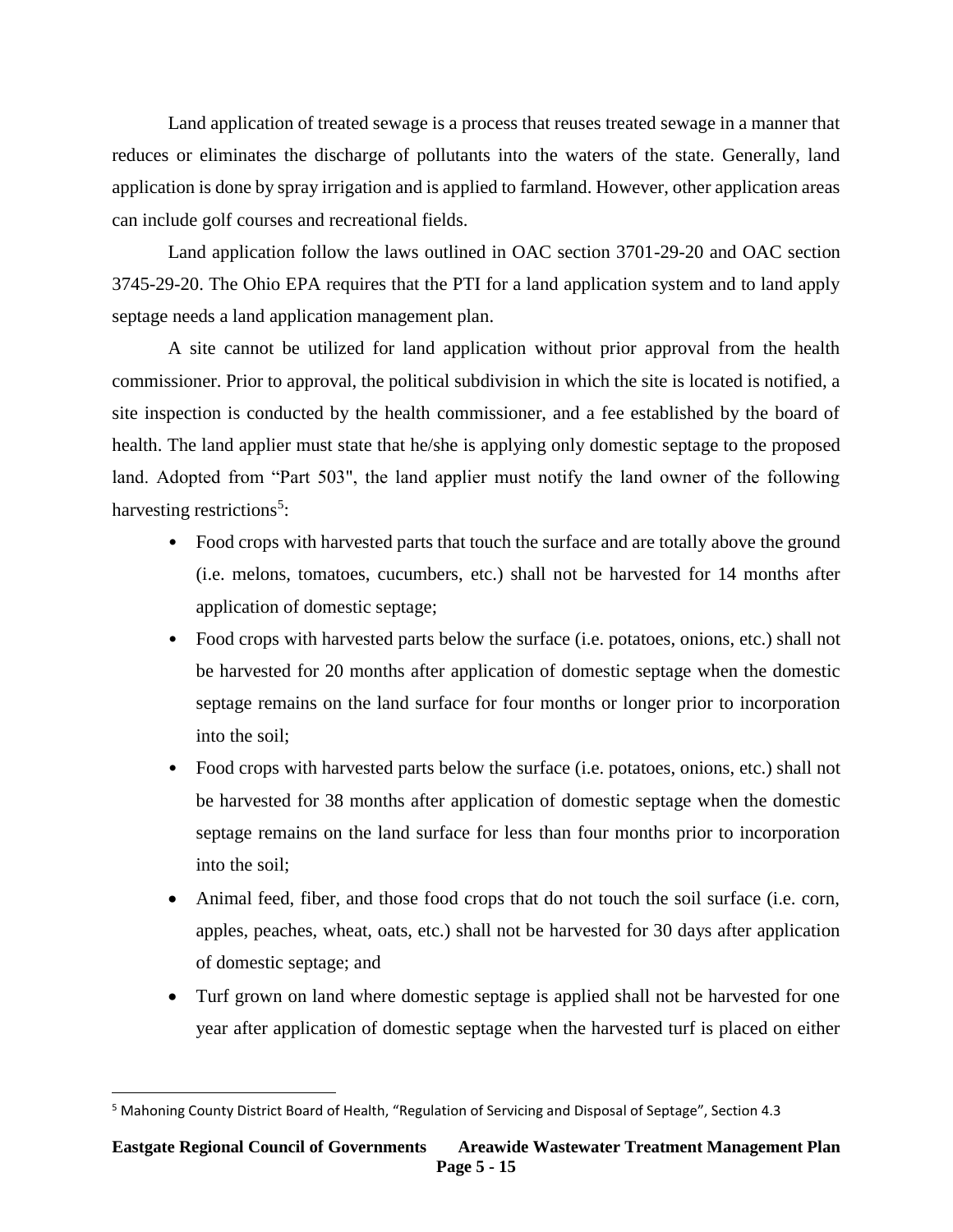Land application of treated sewage is a process that reuses treated sewage in a manner that reduces or eliminates the discharge of pollutants into the waters of the state. Generally, land application is done by spray irrigation and is applied to farmland. However, other application areas can include golf courses and recreational fields.

Land application follow the laws outlined in OAC section 3701-29-20 and OAC section 3745-29-20. The Ohio EPA requires that the PTI for a land application system and to land apply septage needs a land application management plan.

A site cannot be utilized for land application without prior approval from the health commissioner. Prior to approval, the political subdivision in which the site is located is notified, a site inspection is conducted by the health commissioner, and a fee established by the board of health. The land applier must state that he/she is applying only domestic septage to the proposed land. Adopted from "Part 503", the land applier must notify the land owner of the following harvesting restrictions[5]:

- Food crops with harvested parts that touch the surface and are totally above the ground (i.e. melons, tomatoes, cucumbers, etc.) shall not be harvested for 14 months after application of domestic septage;
- Food crops with harvested parts below the surface (i.e. potatoes, onions, etc.) shall not be harvested for 20 months after application of domestic septage when the domestic septage remains on the land surface for four months or longer prior to incorporation into the soil;
- Food crops with harvested parts below the surface (i.e. potatoes, onions, etc.) shall not be harvested for 38 months after application of domestic septage when the domestic septage remains on the land surface for less than four months prior to incorporation into the soil;
- Animal feed, fiber, and those food crops that do not touch the soil surface (i.e. corn, apples, peaches, wheat, oats, etc.) shall not be harvested for 30 days after application of domestic septage; and
- Turf grown on land where domestic septage is applied shall not be harvested for one year after application of domestic septage when the harvested turf is placed on either

[5] Mahoning County District Board of Health, "Regulation of Servicing and Disposal of Septage", Section 4.3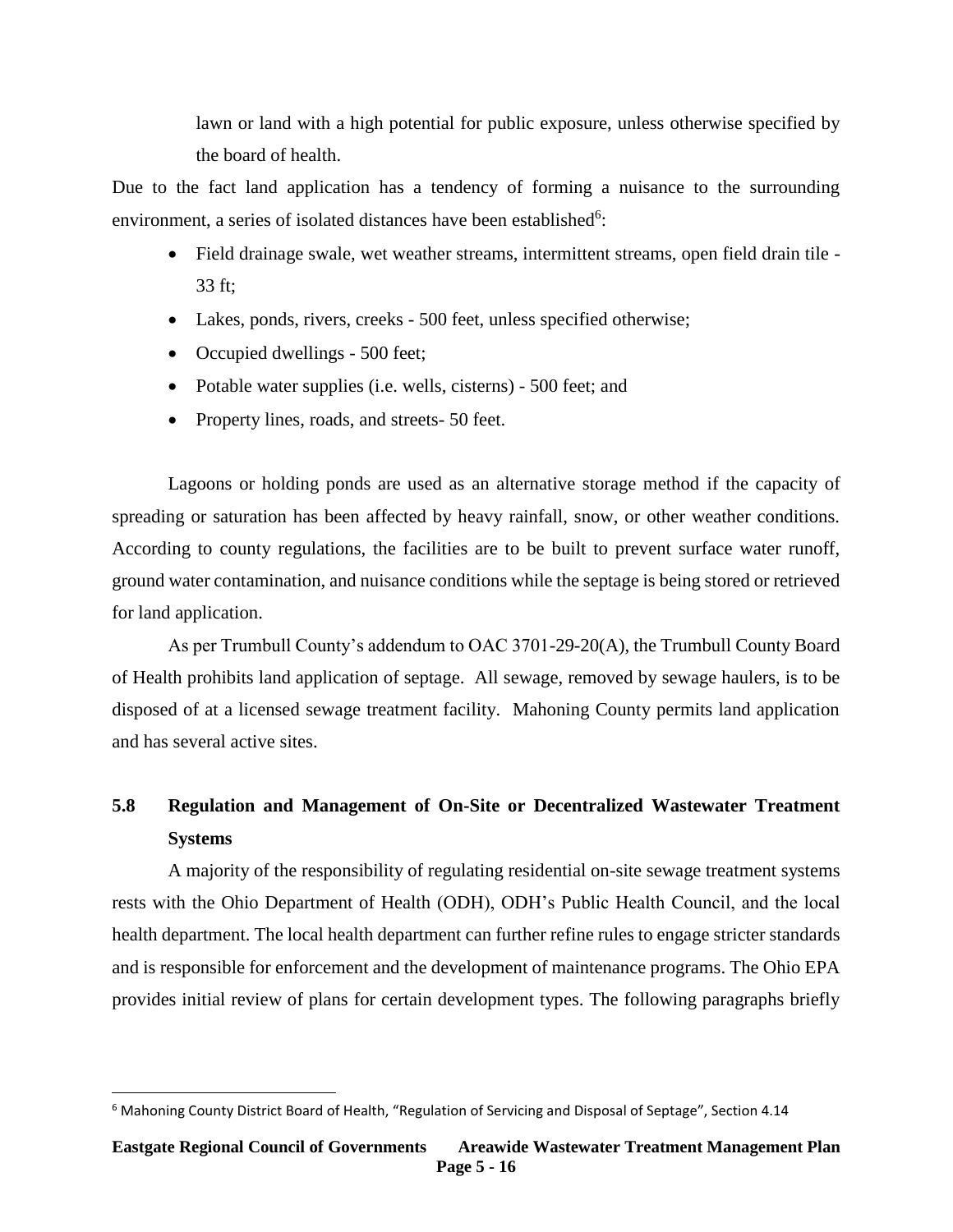lawn or land with a high potential for public exposure, unless otherwise specified by the board of health.

Due to the fact land application has a tendency of forming a nuisance to the surrounding environment, a series of isolated distances have been established[6]:

- Field drainage swale, wet weather streams, intermittent streams, open field drain tile - 33 ft;
- Lakes, ponds, rivers, creeks - 500 feet, unless specified otherwise;
- Occupied dwellings - 500 feet;
- Potable water supplies (i.e. wells, cisterns) - 500 feet; and
- Property lines, roads, and streets- 50 feet.

Lagoons or holding ponds are used as an alternative storage method if the capacity of spreading or saturation has been affected by heavy rainfall, snow, or other weather conditions. According to county regulations, the facilities are to be built to prevent surface water runoff, ground water contamination, and nuisance conditions while the septage is being stored or retrieved for land application.

As per Trumbull County's addendum to OAC 3701-29-20(A), the Trumbull County Board of Health prohibits land application of septage. All sewage, removed by sewage haulers, is to be disposed of at a licensed sewage treatment facility. Mahoning County permits land application and has several active sites.

## 5.8 Regulation and Management of On-Site or Decentralized Wastewater Treatment Systems

A majority of the responsibility of regulating residential on-site sewage treatment systems rests with the Ohio Department of Health (ODH), ODH's Public Health Council, and the local health department. The local health department can further refine rules to engage stricter standards and is responsible for enforcement and the development of maintenance programs. The Ohio EPA provides initial review of plans for certain development types. The following paragraphs briefly

---

[6] Mahoning County District Board of Health, "Regulation of Servicing and Disposal of Septage", Section 4.14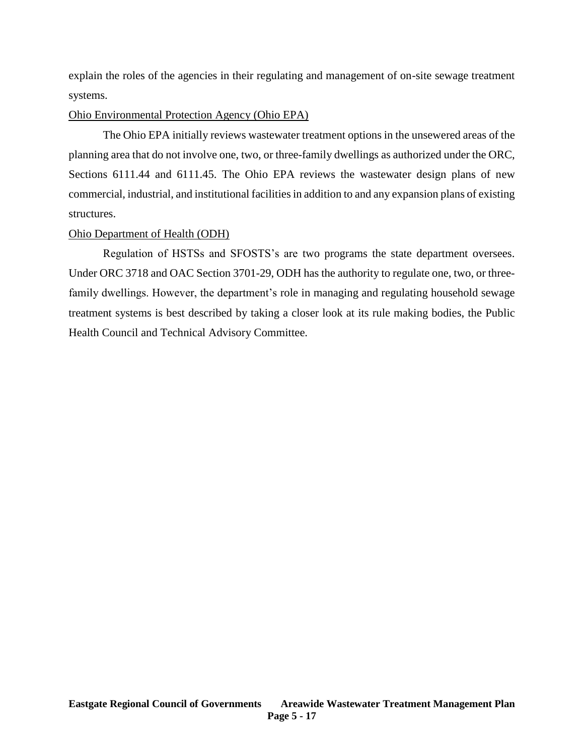explain the roles of the agencies in their regulating and management of on-site sewage treatment systems.

Ohio Environmental Protection Agency (Ohio EPA)

The Ohio EPA initially reviews wastewater treatment options in the unsewered areas of the planning area that do not involve one, two, or three-family dwellings as authorized under the ORC, Sections 6111.44 and 6111.45. The Ohio EPA reviews the wastewater design plans of new commercial, industrial, and institutional facilities in addition to and any expansion plans of existing structures.

Ohio Department of Health (ODH)

Regulation of HSTSs and SFOSTS's are two programs the state department oversees. Under ORC 3718 and OAC Section 3701-29, ODH has the authority to regulate one, two, or three-family dwellings. However, the department's role in managing and regulating household sewage treatment systems is best described by taking a closer look at its rule making bodies, the Public Health Council and Technical Advisory Committee.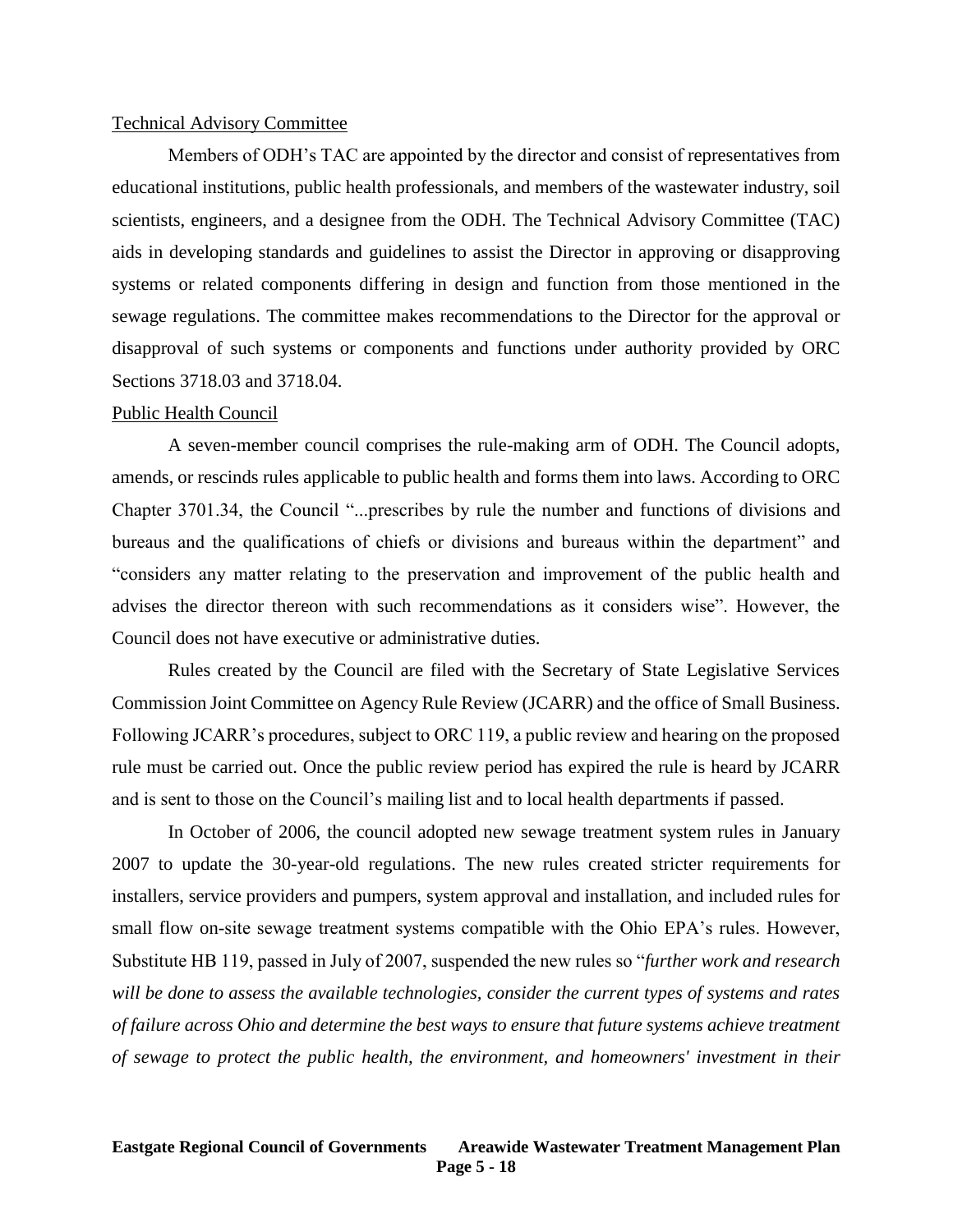Technical Advisory Committee

Members of ODH's TAC are appointed by the director and consist of representatives from educational institutions, public health professionals, and members of the wastewater industry, soil scientists, engineers, and a designee from the ODH. The Technical Advisory Committee (TAC) aids in developing standards and guidelines to assist the Director in approving or disapproving systems or related components differing in design and function from those mentioned in the sewage regulations. The committee makes recommendations to the Director for the approval or disapproval of such systems or components and functions under authority provided by ORC Sections 3718.03 and 3718.04.

Public Health Council

A seven-member council comprises the rule-making arm of ODH. The Council adopts, amends, or rescinds rules applicable to public health and forms them into laws. According to ORC Chapter 3701.34, the Council "...prescribes by rule the number and functions of divisions and bureaus and the qualifications of chiefs or divisions and bureaus within the department" and "considers any matter relating to the preservation and improvement of the public health and advises the director thereon with such recommendations as it considers wise". However, the Council does not have executive or administrative duties.

Rules created by the Council are filed with the Secretary of State Legislative Services Commission Joint Committee on Agency Rule Review (JCARR) and the office of Small Business. Following JCARR's procedures, subject to ORC 119, a public review and hearing on the proposed rule must be carried out. Once the public review period has expired the rule is heard by JCARR and is sent to those on the Council's mailing list and to local health departments if passed.

In October of 2006, the council adopted new sewage treatment system rules in January 2007 to update the 30-year-old regulations. The new rules created stricter requirements for installers, service providers and pumpers, system approval and installation, and included rules for small flow on-site sewage treatment systems compatible with the Ohio EPA's rules. However, Substitute HB 119, passed in July of 2007, suspended the new rules so "*further work and research will be done to assess the available technologies, consider the current types of systems and rates of failure across Ohio and determine the best ways to ensure that future systems achieve treatment of sewage to protect the public health, the environment, and homeowners' investment in their*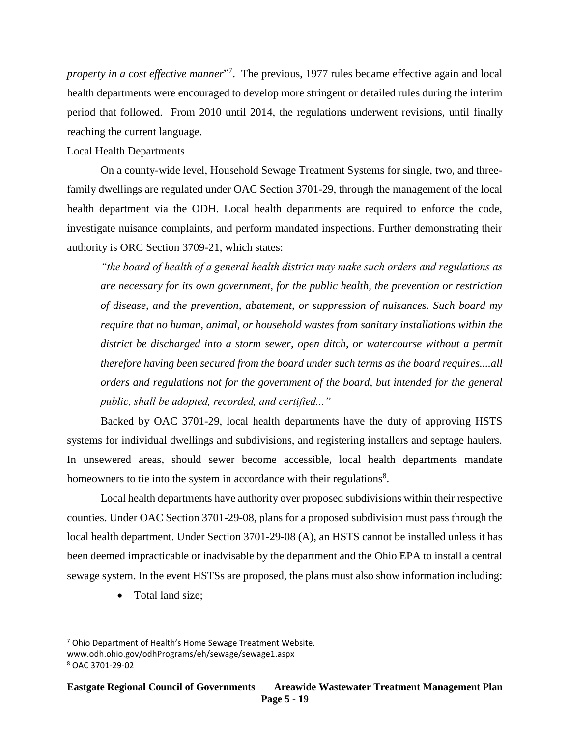*property in a cost effective manner*"[7]. The previous, 1977 rules became effective again and local health departments were encouraged to develop more stringent or detailed rules during the interim period that followed. From 2010 until 2014, the regulations underwent revisions, until finally reaching the current language.

Local Health Departments

On a county-wide level, Household Sewage Treatment Systems for single, two, and three-family dwellings are regulated under OAC Section 3701-29, through the management of the local health department via the ODH. Local health departments are required to enforce the code, investigate nuisance complaints, and perform mandated inspections. Further demonstrating their authority is ORC Section 3709-21, which states:

> *"the board of health of a general health district may make such orders and regulations as are necessary for its own government, for the public health, the prevention or restriction of disease, and the prevention, abatement, or suppression of nuisances. Such board my require that no human, animal, or household wastes from sanitary installations within the district be discharged into a storm sewer, open ditch, or watercourse without a permit therefore having been secured from the board under such terms as the board requires....all orders and regulations not for the government of the board, but intended for the general public, shall be adopted, recorded, and certified..."*

Backed by OAC 3701-29, local health departments have the duty of approving HSTS systems for individual dwellings and subdivisions, and registering installers and septage haulers. In unsewered areas, should sewer become accessible, local health departments mandate homeowners to tie into the system in accordance with their regulations[8].

Local health departments have authority over proposed subdivisions within their respective counties. Under OAC Section 3701-29-08, plans for a proposed subdivision must pass through the local health department. Under Section 3701-29-08 (A), an HSTS cannot be installed unless it has been deemed impracticable or inadvisable by the department and the Ohio EPA to install a central sewage system. In the event HSTSs are proposed, the plans must also show information including:

- Total land size;

---

[7] Ohio Department of Health's Home Sewage Treatment Website, www.odh.ohio.gov/odhPrograms/eh/sewage/sewage1.aspx

[8] OAC 3701-29-02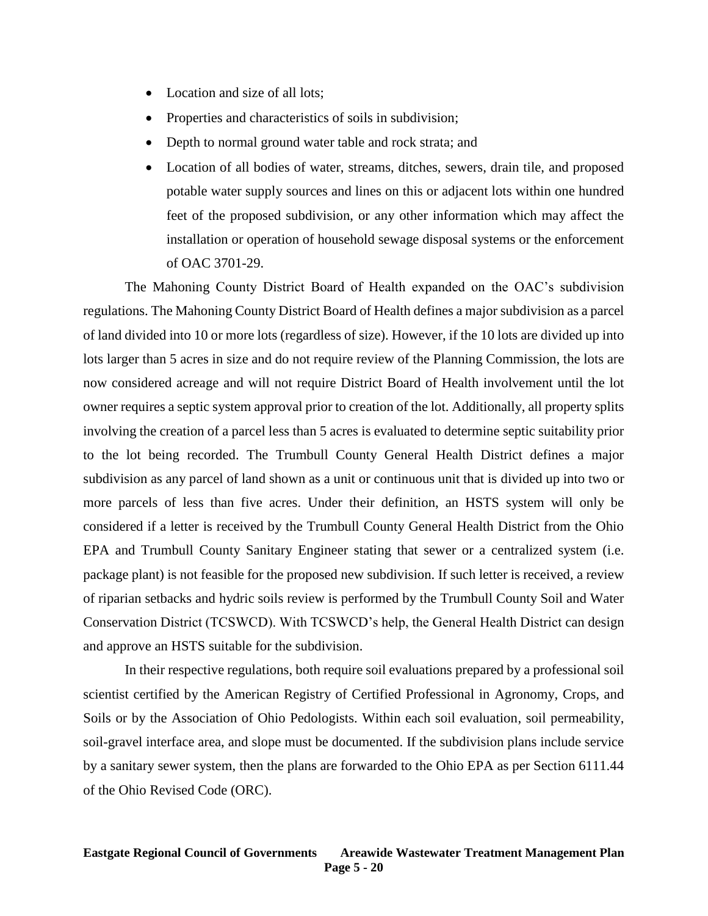- Location and size of all lots;
- Properties and characteristics of soils in subdivision;
- Depth to normal ground water table and rock strata; and
- Location of all bodies of water, streams, ditches, sewers, drain tile, and proposed potable water supply sources and lines on this or adjacent lots within one hundred feet of the proposed subdivision, or any other information which may affect the installation or operation of household sewage disposal systems or the enforcement of OAC 3701-29.

The Mahoning County District Board of Health expanded on the OAC's subdivision regulations. The Mahoning County District Board of Health defines a major subdivision as a parcel of land divided into 10 or more lots (regardless of size). However, if the 10 lots are divided up into lots larger than 5 acres in size and do not require review of the Planning Commission, the lots are now considered acreage and will not require District Board of Health involvement until the lot owner requires a septic system approval prior to creation of the lot. Additionally, all property splits involving the creation of a parcel less than 5 acres is evaluated to determine septic suitability prior to the lot being recorded. The Trumbull County General Health District defines a major subdivision as any parcel of land shown as a unit or continuous unit that is divided up into two or more parcels of less than five acres. Under their definition, an HSTS system will only be considered if a letter is received by the Trumbull County General Health District from the Ohio EPA and Trumbull County Sanitary Engineer stating that sewer or a centralized system (i.e. package plant) is not feasible for the proposed new subdivision. If such letter is received, a review of riparian setbacks and hydric soils review is performed by the Trumbull County Soil and Water Conservation District (TCSWCD). With TCSWCD's help, the General Health District can design and approve an HSTS suitable for the subdivision.

In their respective regulations, both require soil evaluations prepared by a professional soil scientist certified by the American Registry of Certified Professional in Agronomy, Crops, and Soils or by the Association of Ohio Pedologists. Within each soil evaluation, soil permeability, soil-gravel interface area, and slope must be documented. If the subdivision plans include service by a sanitary sewer system, then the plans are forwarded to the Ohio EPA as per Section 6111.44 of the Ohio Revised Code (ORC).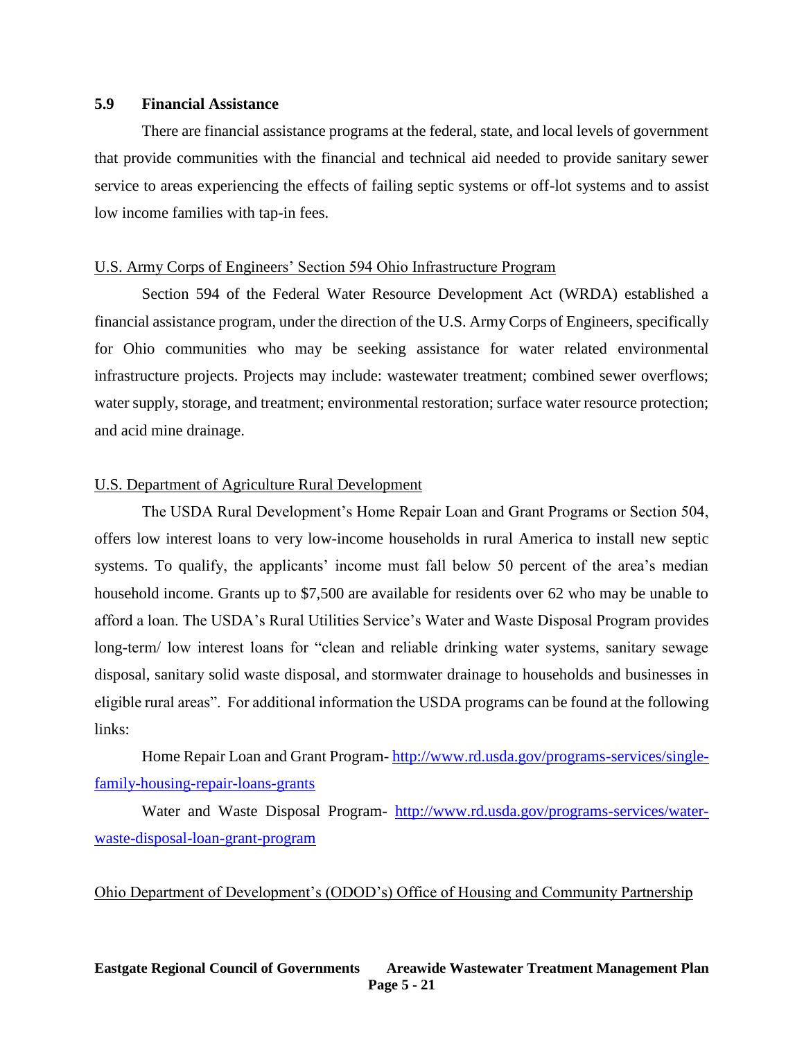### 5.9 Financial Assistance

There are financial assistance programs at the federal, state, and local levels of government that provide communities with the financial and technical aid needed to provide sanitary sewer service to areas experiencing the effects of failing septic systems or off-lot systems and to assist low income families with tap-in fees.

<u>U.S. Army Corps of Engineers' Section 594 Ohio Infrastructure Program</u>

Section 594 of the Federal Water Resource Development Act (WRDA) established a financial assistance program, under the direction of the U.S. Army Corps of Engineers, specifically for Ohio communities who may be seeking assistance for water related environmental infrastructure projects. Projects may include: wastewater treatment; combined sewer overflows; water supply, storage, and treatment; environmental restoration; surface water resource protection; and acid mine drainage.

<u>U.S. Department of Agriculture Rural Development</u>

The USDA Rural Development's Home Repair Loan and Grant Programs or Section 504, offers low interest loans to very low-income households in rural America to install new septic systems. To qualify, the applicants' income must fall below 50 percent of the area's median household income. Grants up to $7,500 are available for residents over 62 who may be unable to afford a loan. The USDA's Rural Utilities Service's Water and Waste Disposal Program provides long-term/ low interest loans for "clean and reliable drinking water systems, sanitary sewage disposal, sanitary solid waste disposal, and stormwater drainage to households and businesses in eligible rural areas". For additional information the USDA programs can be found at the following links:

Home Repair Loan and Grant Program- [http://www.rd.usda.gov/programs-services/single-family-housing-repair-loans-grants](http://www.rd.usda.gov/programs-services/single-family-housing-repair-loans-grants)

Water and Waste Disposal Program- [http://www.rd.usda.gov/programs-services/water-waste-disposal-loan-grant-program](http://www.rd.usda.gov/programs-services/water-waste-disposal-loan-grant-program)

<u>Ohio Department of Development's (ODOD's) Office of Housing and Community Partnership</u>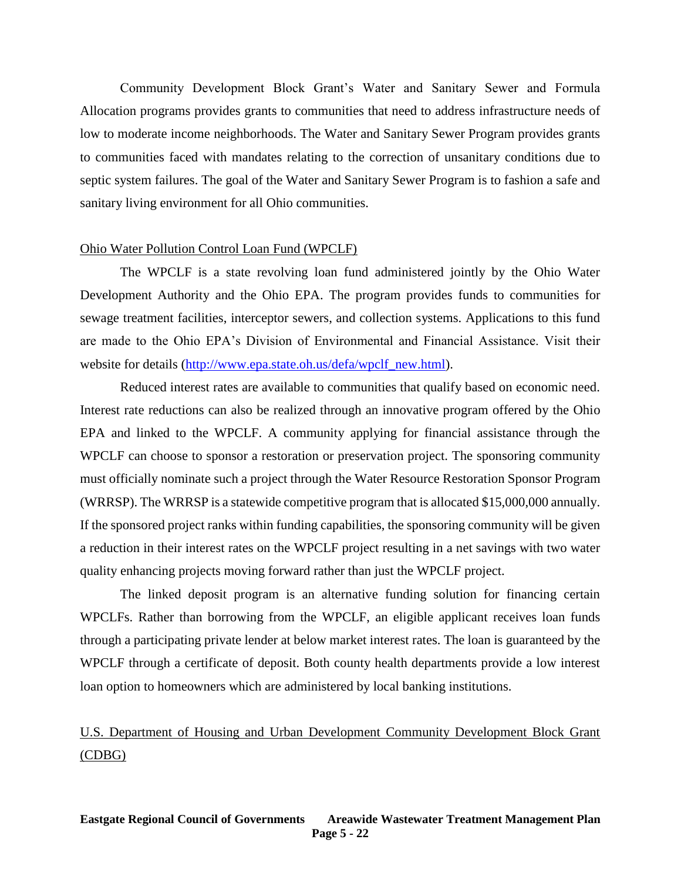Community Development Block Grant's Water and Sanitary Sewer and Formula Allocation programs provides grants to communities that need to address infrastructure needs of low to moderate income neighborhoods. The Water and Sanitary Sewer Program provides grants to communities faced with mandates relating to the correction of unsanitary conditions due to septic system failures. The goal of the Water and Sanitary Sewer Program is to fashion a safe and sanitary living environment for all Ohio communities.

Ohio Water Pollution Control Loan Fund (WPCLF)

The WPCLF is a state revolving loan fund administered jointly by the Ohio Water Development Authority and the Ohio EPA. The program provides funds to communities for sewage treatment facilities, interceptor sewers, and collection systems. Applications to this fund are made to the Ohio EPA's Division of Environmental and Financial Assistance. Visit their website for details (http://www.epa.state.oh.us/defa/wpclf_new.html).

Reduced interest rates are available to communities that qualify based on economic need. Interest rate reductions can also be realized through an innovative program offered by the Ohio EPA and linked to the WPCLF. A community applying for financial assistance through the WPCLF can choose to sponsor a restoration or preservation project. The sponsoring community must officially nominate such a project through the Water Resource Restoration Sponsor Program (WRRSP). The WRRSP is a statewide competitive program that is allocated $15,000,000 annually. If the sponsored project ranks within funding capabilities, the sponsoring community will be given a reduction in their interest rates on the WPCLF project resulting in a net savings with two water quality enhancing projects moving forward rather than just the WPCLF project.

The linked deposit program is an alternative funding solution for financing certain WPCLFs. Rather than borrowing from the WPCLF, an eligible applicant receives loan funds through a participating private lender at below market interest rates. The loan is guaranteed by the WPCLF through a certificate of deposit. Both county health departments provide a low interest loan option to homeowners which are administered by local banking institutions.

U.S. Department of Housing and Urban Development Community Development Block Grant (CDBG)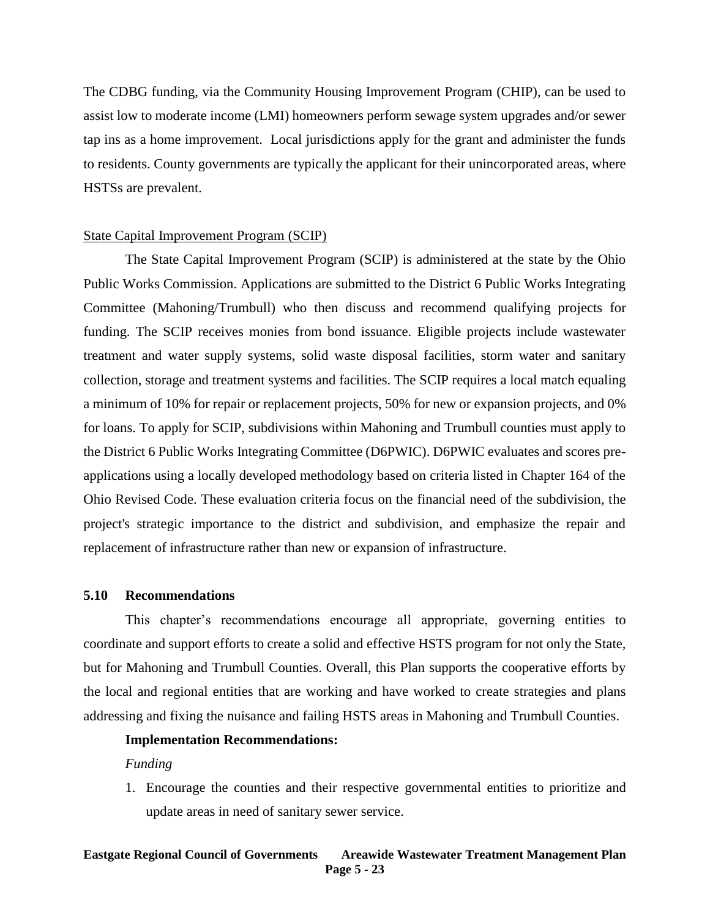The CDBG funding, via the Community Housing Improvement Program (CHIP), can be used to assist low to moderate income (LMI) homeowners perform sewage system upgrades and/or sewer tap ins as a home improvement. Local jurisdictions apply for the grant and administer the funds to residents. County governments are typically the applicant for their unincorporated areas, where HSTSs are prevalent.

<u>State Capital Improvement Program (SCIP)</u>

The State Capital Improvement Program (SCIP) is administered at the state by the Ohio Public Works Commission. Applications are submitted to the District 6 Public Works Integrating Committee (Mahoning/Trumbull) who then discuss and recommend qualifying projects for funding. The SCIP receives monies from bond issuance. Eligible projects include wastewater treatment and water supply systems, solid waste disposal facilities, storm water and sanitary collection, storage and treatment systems and facilities. The SCIP requires a local match equaling a minimum of 10% for repair or replacement projects, 50% for new or expansion projects, and 0% for loans. To apply for SCIP, subdivisions within Mahoning and Trumbull counties must apply to the District 6 Public Works Integrating Committee (D6PWIC). D6PWIC evaluates and scores pre-applications using a locally developed methodology based on criteria listed in Chapter 164 of the Ohio Revised Code. These evaluation criteria focus on the financial need of the subdivision, the project's strategic importance to the district and subdivision, and emphasize the repair and replacement of infrastructure rather than new or expansion of infrastructure.

### 5.10 Recommendations

This chapter's recommendations encourage all appropriate, governing entities to coordinate and support efforts to create a solid and effective HSTS program for not only the State, but for Mahoning and Trumbull Counties. Overall, this Plan supports the cooperative efforts by the local and regional entities that are working and have worked to create strategies and plans addressing and fixing the nuisance and failing HSTS areas in Mahoning and Trumbull Counties.

**Implementation Recommendations:**

*Funding*

1. Encourage the counties and their respective governmental entities to prioritize and update areas in need of sanitary sewer service.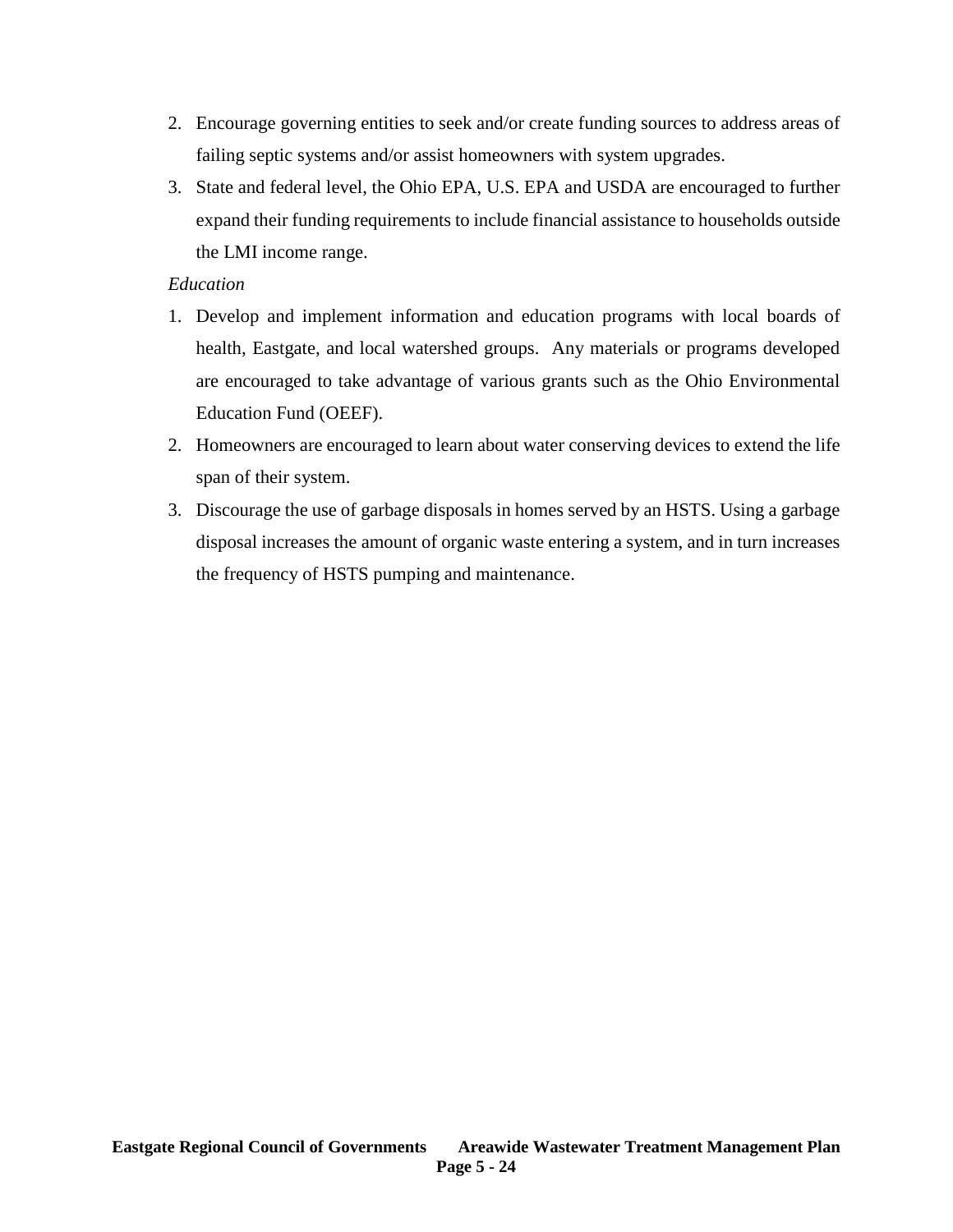2. Encourage governing entities to seek and/or create funding sources to address areas of failing septic systems and/or assist homeowners with system upgrades.
3. State and federal level, the Ohio EPA, U.S. EPA and USDA are encouraged to further expand their funding requirements to include financial assistance to households outside the LMI income range.

*Education*

1. Develop and implement information and education programs with local boards of health, Eastgate, and local watershed groups. Any materials or programs developed are encouraged to take advantage of various grants such as the Ohio Environmental Education Fund (OEEF).
2. Homeowners are encouraged to learn about water conserving devices to extend the life span of their system.
3. Discourage the use of garbage disposals in homes served by an HSTS. Using a garbage disposal increases the amount of organic waste entering a system, and in turn increases the frequency of HSTS pumping and maintenance.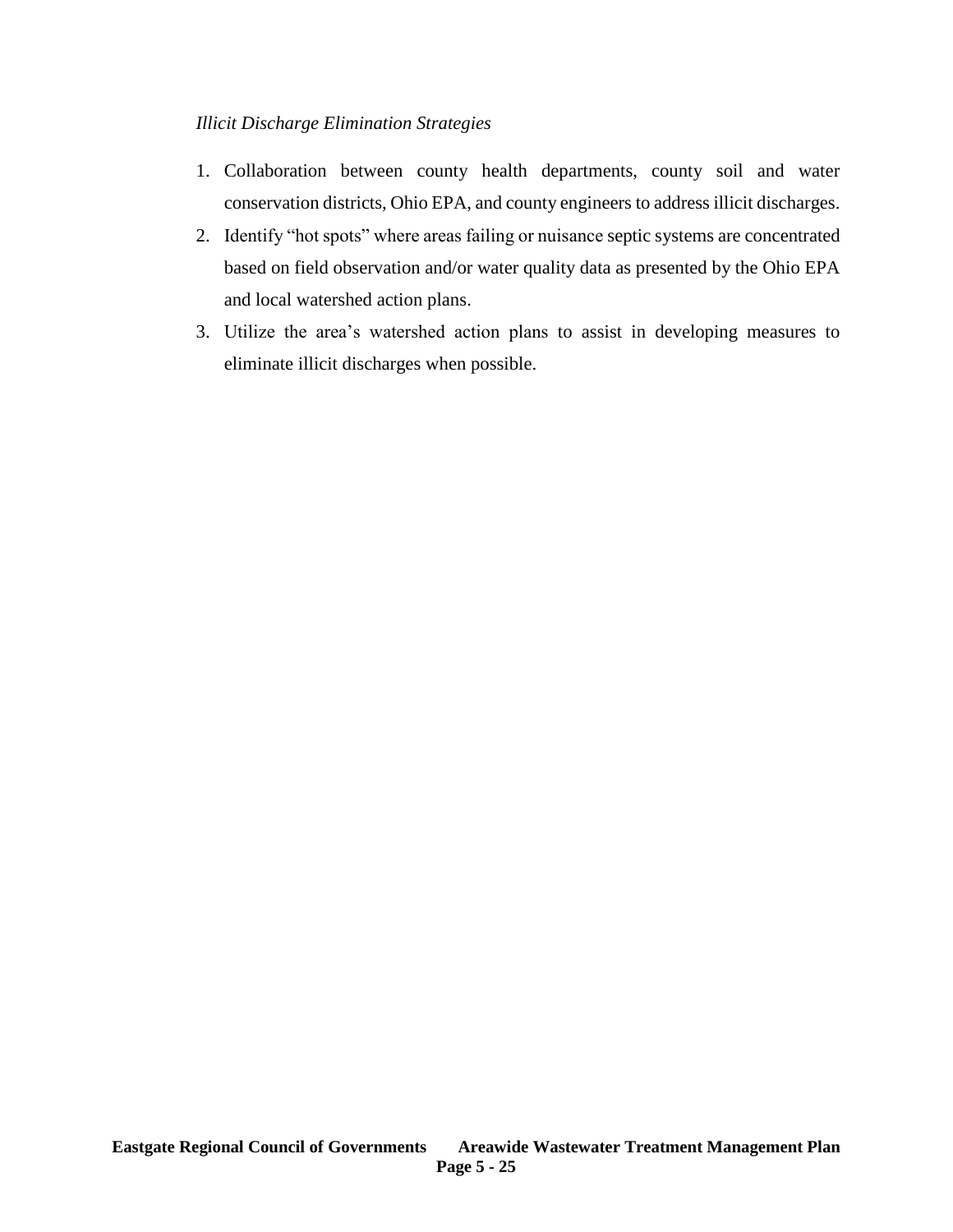*Illicit Discharge Elimination Strategies*

1. Collaboration between county health departments, county soil and water conservation districts, Ohio EPA, and county engineers to address illicit discharges.
2. Identify "hot spots" where areas failing or nuisance septic systems are concentrated based on field observation and/or water quality data as presented by the Ohio EPA and local watershed action plans.
3. Utilize the area's watershed action plans to assist in developing measures to eliminate illicit discharges when possible.